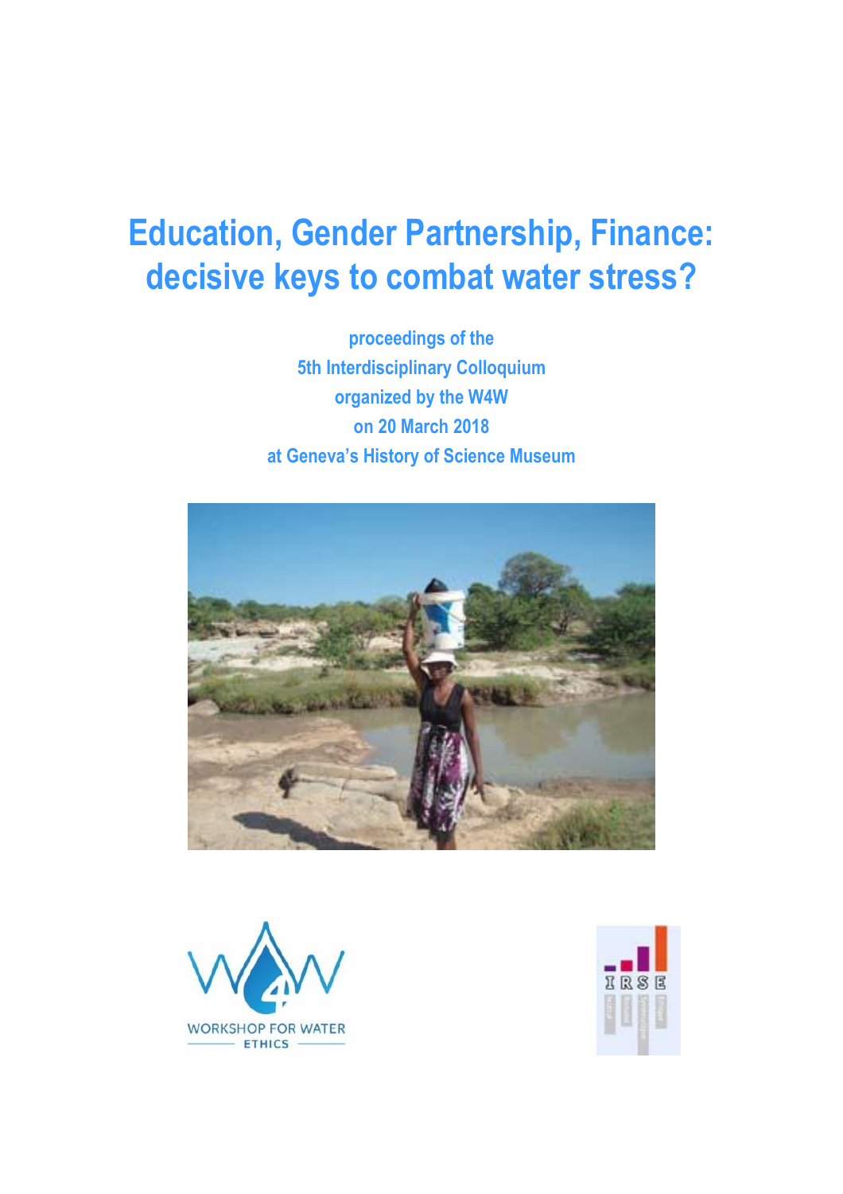# Education, Gender Partnership, Finance: decisive keys to combat water stress?

**proceedings of the**
**5th Interdisciplinary Colloquium**
**organized by the W4W**
**on 20 March 2018**
**at Geneva's History of Science Museum**

WORKSHOP FOR WATER ETHICS

IRSE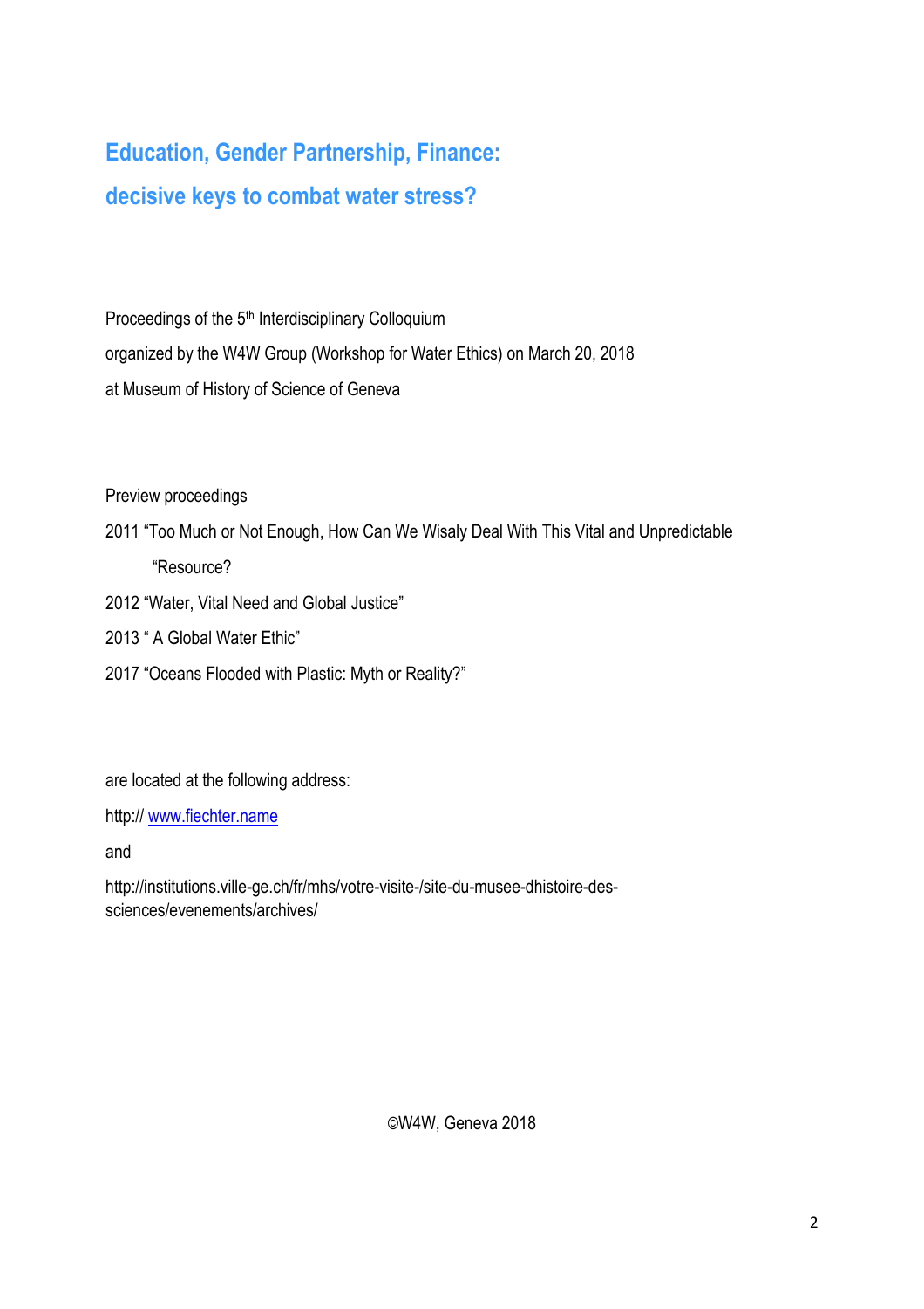# Education, Gender Partnership, Finance:

# decisive keys to combat water stress?

Proceedings of the 5th Interdisciplinary Colloquium

organized by the W4W Group (Workshop for Water Ethics) on March 20, 2018

at Museum of History of Science of Geneva

Preview proceedings

2011 "Too Much or Not Enough, How Can We Wisaly Deal With This Vital and Unpredictable "Resource?

2012 "Water, Vital Need and Global Justice"

2013 " A Global Water Ethic"

2017 "Oceans Flooded with Plastic: Myth or Reality?"

are located at the following address:

http:// www.fiechter.name

and

http://institutions.ville-ge.ch/fr/mhs/votre-visite-/site-du-musee-dhistoire-des-sciences/evenements/archives/

©W4W, Geneva 2018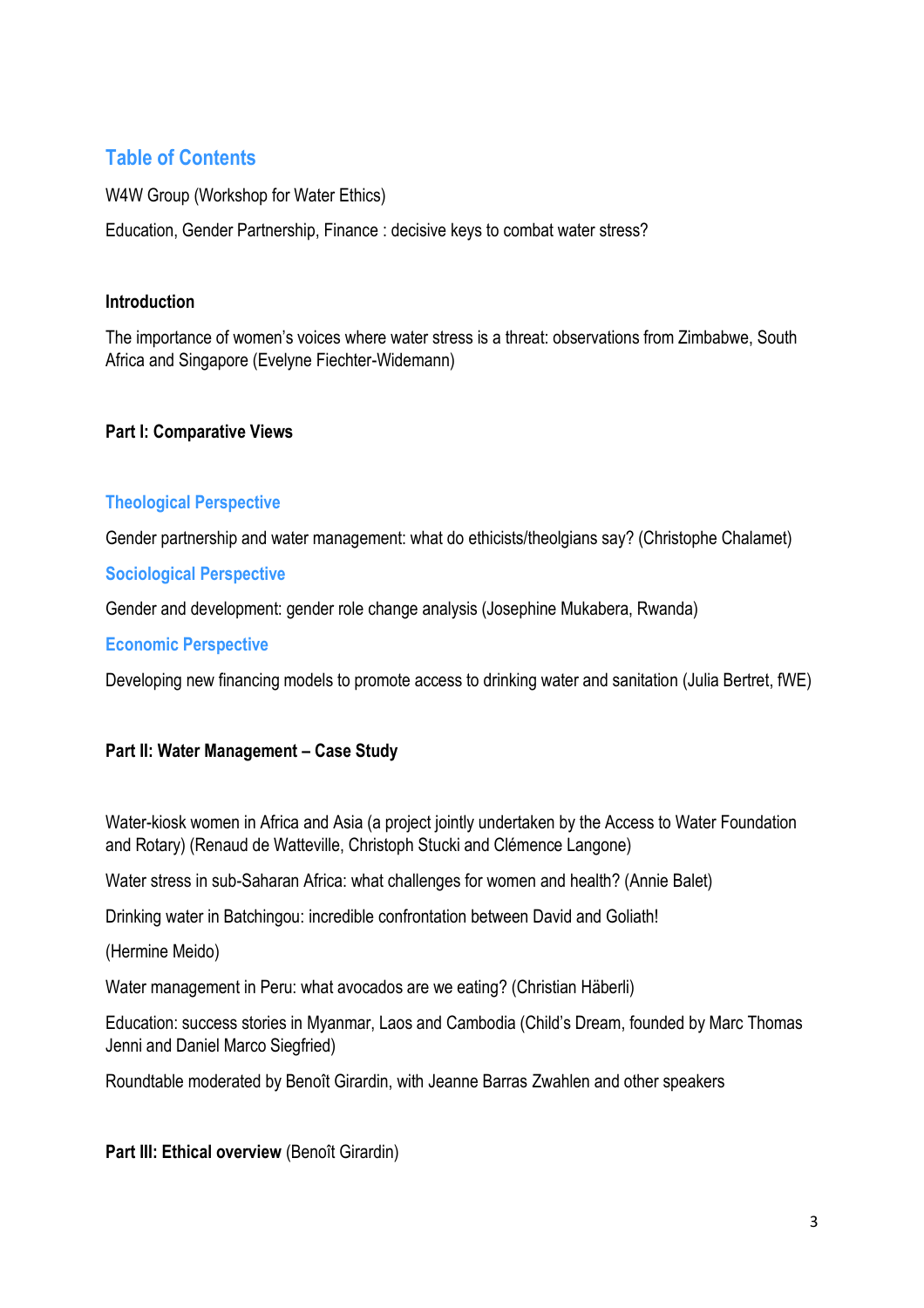## Table of Contents

W4W Group (Workshop for Water Ethics)

Education, Gender Partnership, Finance : decisive keys to combat water stress?

**Introduction**

The importance of women's voices where water stress is a threat: observations from Zimbabwe, South Africa and Singapore (Evelyne Fiechter-Widemann)

**Part I: Comparative Views**

### Theological Perspective

Gender partnership and water management: what do ethicists/theolgians say? (Christophe Chalamet)

### Sociological Perspective

Gender and development: gender role change analysis (Josephine Mukabera, Rwanda)

### Economic Perspective

Developing new financing models to promote access to drinking water and sanitation (Julia Bertret, fWE)

**Part II: Water Management – Case Study**

Water-kiosk women in Africa and Asia (a project jointly undertaken by the Access to Water Foundation and Rotary) (Renaud de Watteville, Christoph Stucki and Clémence Langone)

Water stress in sub-Saharan Africa: what challenges for women and health? (Annie Balet)

Drinking water in Batchingou: incredible confrontation between David and Goliath!

(Hermine Meido)

Water management in Peru: what avocados are we eating? (Christian Häberli)

Education: success stories in Myanmar, Laos and Cambodia (Child's Dream, founded by Marc Thomas Jenni and Daniel Marco Siegfried)

Roundtable moderated by Benoît Girardin, with Jeanne Barras Zwahlen and other speakers

**Part III: Ethical overview** (Benoît Girardin)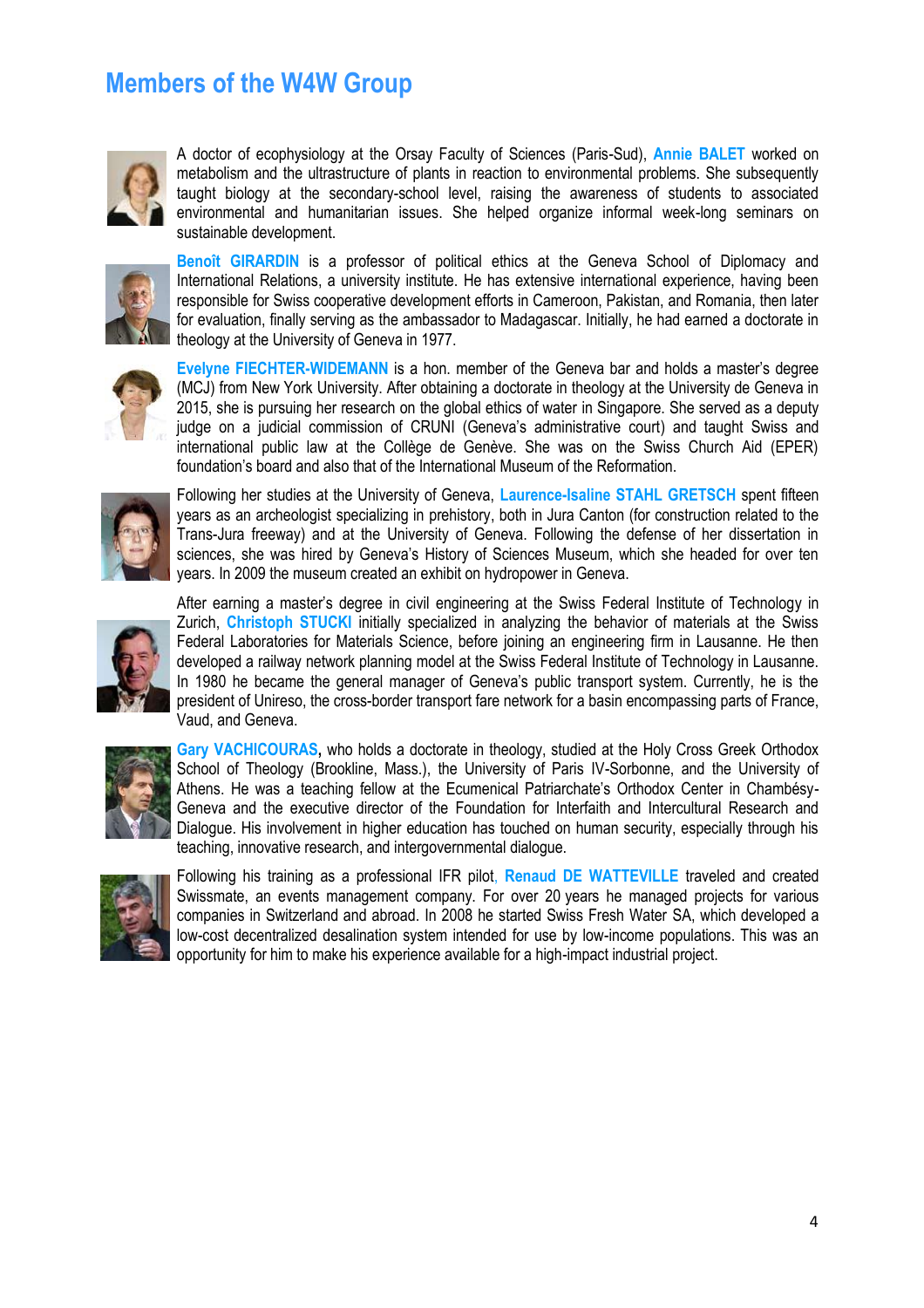## Members of the W4W Group

A doctor of ecophysiology at the Orsay Faculty of Sciences (Paris-Sud), **Annie BALET** worked on metabolism and the ultrastructure of plants in reaction to environmental problems. She subsequently taught biology at the secondary-school level, raising the awareness of students to associated environmental and humanitarian issues. She helped organize informal week-long seminars on sustainable development.

**Benoît GIRARDIN** is a professor of political ethics at the Geneva School of Diplomacy and International Relations, a university institute. He has extensive international experience, having been responsible for Swiss cooperative development efforts in Cameroon, Pakistan, and Romania, then later for evaluation, finally serving as the ambassador to Madagascar. Initially, he had earned a doctorate in theology at the University of Geneva in 1977.

**Evelyne FIECHTER-WIDEMANN** is a hon. member of the Geneva bar and holds a master's degree (MCJ) from New York University. After obtaining a doctorate in theology at the University de Geneva in 2015, she is pursuing her research on the global ethics of water in Singapore. She served as a deputy judge on a judicial commission of CRUNI (Geneva's administrative court) and taught Swiss and international public law at the Collège de Genève. She was on the Swiss Church Aid (EPER) foundation's board and also that of the International Museum of the Reformation.

Following her studies at the University of Geneva, **Laurence-Isaline STAHL GRETSCH** spent fifteen years as an archeologist specializing in prehistory, both in Jura Canton (for construction related to the Trans-Jura freeway) and at the University of Geneva. Following the defense of her dissertation in sciences, she was hired by Geneva's History of Sciences Museum, which she headed for over ten years. In 2009 the museum created an exhibit on hydropower in Geneva.

After earning a master's degree in civil engineering at the Swiss Federal Institute of Technology in Zurich, **Christoph STUCKI** initially specialized in analyzing the behavior of materials at the Swiss Federal Laboratories for Materials Science, before joining an engineering firm in Lausanne. He then developed a railway network planning model at the Swiss Federal Institute of Technology in Lausanne. In 1980 he became the general manager of Geneva's public transport system. Currently, he is the president of Unireso, the cross-border transport fare network for a basin encompassing parts of France, Vaud, and Geneva.

**Gary VACHICOURAS,** who holds a doctorate in theology, studied at the Holy Cross Greek Orthodox School of Theology (Brookline, Mass.), the University of Paris IV-Sorbonne, and the University of Athens. He was a teaching fellow at the Ecumenical Patriarchate's Orthodox Center in Chambésy-Geneva and the executive director of the Foundation for Interfaith and Intercultural Research and Dialogue. His involvement in higher education has touched on human security, especially through his teaching, innovative research, and intergovernmental dialogue.

Following his training as a professional IFR pilot, **Renaud DE WATTEVILLE** traveled and created Swissmate, an events management company. For over 20 years he managed projects for various companies in Switzerland and abroad. In 2008 he started Swiss Fresh Water SA, which developed a low-cost decentralized desalination system intended for use by low-income populations. This was an opportunity for him to make his experience available for a high-impact industrial project.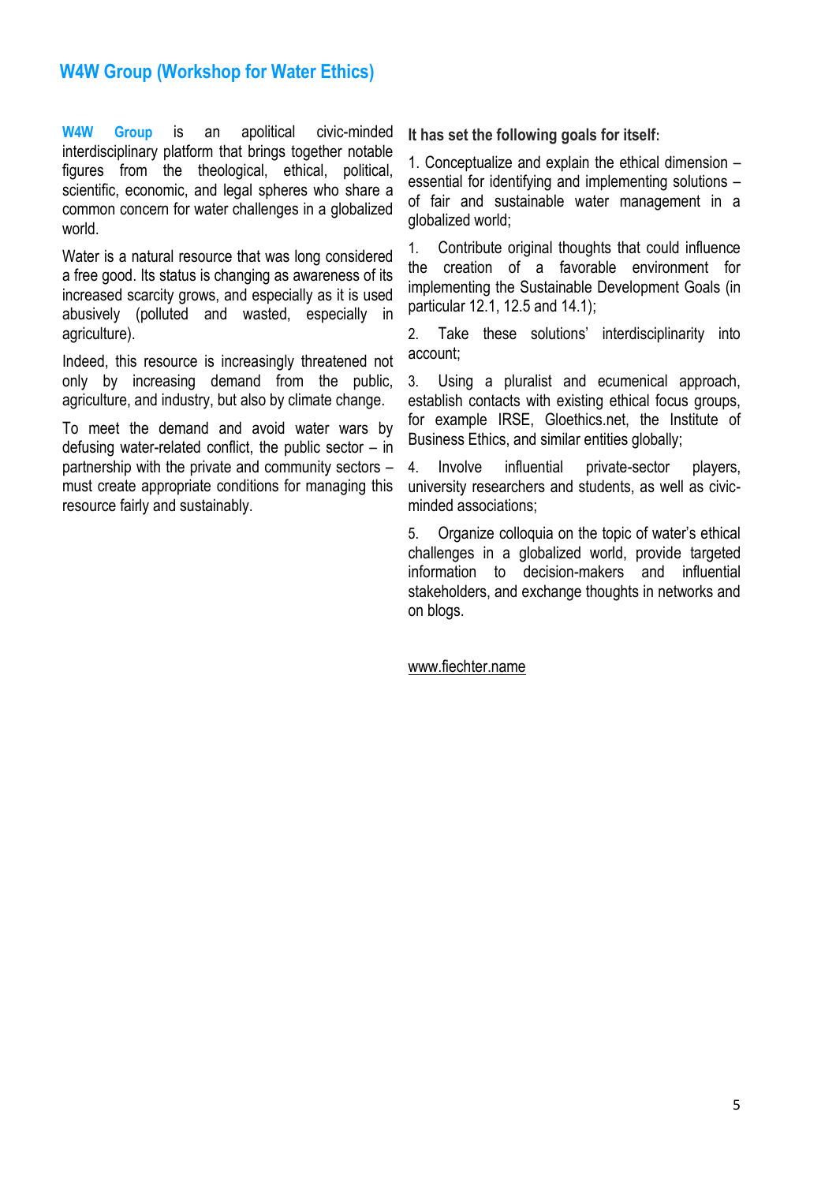## W4W Group (Workshop for Water Ethics)

**W4W Group** is an apolitical civic-minded interdisciplinary platform that brings together notable figures from the theological, ethical, political, scientific, economic, and legal spheres who share a common concern for water challenges in a globalized world.

Water is a natural resource that was long considered a free good. Its status is changing as awareness of its increased scarcity grows, and especially as it is used abusively (polluted and wasted, especially in agriculture).

Indeed, this resource is increasingly threatened not only by increasing demand from the public, agriculture, and industry, but also by climate change.

To meet the demand and avoid water wars by defusing water-related conflict, the public sector – in partnership with the private and community sectors – must create appropriate conditions for managing this resource fairly and sustainably.

**It has set the following goals for itself**:

1. Conceptualize and explain the ethical dimension – essential for identifying and implementing solutions – of fair and sustainable water management in a globalized world;

1. Contribute original thoughts that could influence the creation of a favorable environment for implementing the Sustainable Development Goals (in particular 12.1, 12.5 and 14.1);

2. Take these solutions' interdisciplinarity into account;

3. Using a pluralist and ecumenical approach, establish contacts with existing ethical focus groups, for example IRSE, Gloethics.net, the Institute of Business Ethics, and similar entities globally;

4. Involve influential private-sector players, university researchers and students, as well as civic-minded associations;

5. Organize colloquia on the topic of water's ethical challenges in a globalized world, provide targeted information to decision-makers and influential stakeholders, and exchange thoughts in networks and on blogs.

www.fiechter.name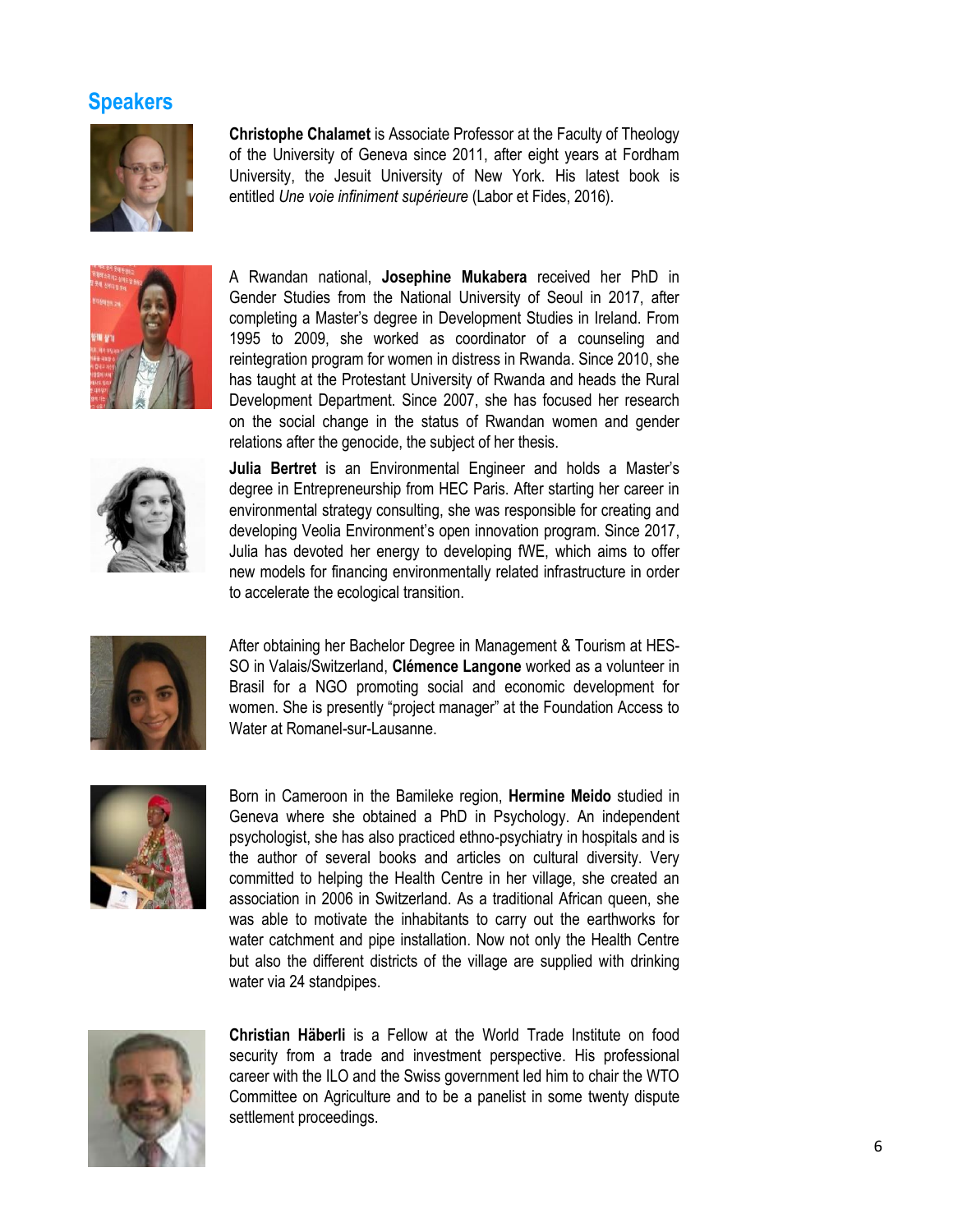## Speakers

**Christophe Chalamet** is Associate Professor at the Faculty of Theology of the University of Geneva since 2011, after eight years at Fordham University, the Jesuit University of New York. His latest book is entitled *Une voie infiniment supérieure* (Labor et Fides, 2016).

A Rwandan national, **Josephine Mukabera** received her PhD in Gender Studies from the National University of Seoul in 2017, after completing a Master's degree in Development Studies in Ireland. From 1995 to 2009, she worked as coordinator of a counseling and reintegration program for women in distress in Rwanda. Since 2010, she has taught at the Protestant University of Rwanda and heads the Rural Development Department. Since 2007, she has focused her research on the social change in the status of Rwandan women and gender relations after the genocide, the subject of her thesis.

**Julia Bertret** is an Environmental Engineer and holds a Master's degree in Entrepreneurship from HEC Paris. After starting her career in environmental strategy consulting, she was responsible for creating and developing Veolia Environment's open innovation program. Since 2017, Julia has devoted her energy to developing fWE, which aims to offer new models for financing environmentally related infrastructure in order to accelerate the ecological transition.

After obtaining her Bachelor Degree in Management & Tourism at HES-SO in Valais/Switzerland, **Clémence Langone** worked as a volunteer in Brasil for a NGO promoting social and economic development for women. She is presently "project manager" at the Foundation Access to Water at Romanel-sur-Lausanne.

Born in Cameroon in the Bamileke region, **Hermine Meido** studied in Geneva where she obtained a PhD in Psychology. An independent psychologist, she has also practiced ethno-psychiatry in hospitals and is the author of several books and articles on cultural diversity. Very committed to helping the Health Centre in her village, she created an association in 2006 in Switzerland. As a traditional African queen, she was able to motivate the inhabitants to carry out the earthworks for water catchment and pipe installation. Now not only the Health Centre but also the different districts of the village are supplied with drinking water via 24 standpipes.

**Christian Häberli** is a Fellow at the World Trade Institute on food security from a trade and investment perspective. His professional career with the ILO and the Swiss government led him to chair the WTO Committee on Agriculture and to be a panelist in some twenty dispute settlement proceedings.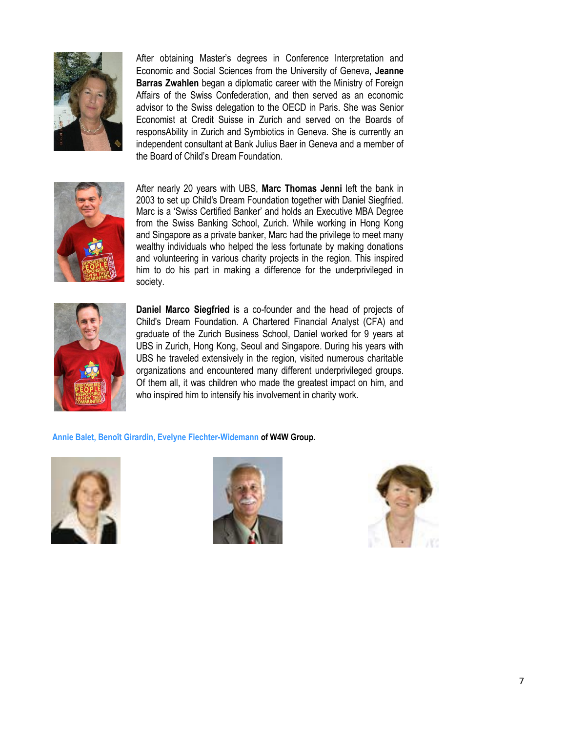After obtaining Master's degrees in Conference Interpretation and Economic and Social Sciences from the University of Geneva, **Jeanne Barras Zwahlen** began a diplomatic career with the Ministry of Foreign Affairs of the Swiss Confederation, and then served as an economic advisor to the Swiss delegation to the OECD in Paris. She was Senior Economist at Credit Suisse in Zurich and served on the Boards of responsAbility in Zurich and Symbiotics in Geneva. She is currently an independent consultant at Bank Julius Baer in Geneva and a member of the Board of Child's Dream Foundation.

After nearly 20 years with UBS, **Marc Thomas Jenni** left the bank in 2003 to set up Child's Dream Foundation together with Daniel Siegfried. Marc is a 'Swiss Certified Banker' and holds an Executive MBA Degree from the Swiss Banking School, Zurich. While working in Hong Kong and Singapore as a private banker, Marc had the privilege to meet many wealthy individuals who helped the less fortunate by making donations and volunteering in various charity projects in the region. This inspired him to do his part in making a difference for the underprivileged in society.

**Daniel Marco Siegfried** is a co-founder and the head of projects of Child's Dream Foundation. A Chartered Financial Analyst (CFA) and graduate of the Zurich Business School, Daniel worked for 9 years at UBS in Zurich, Hong Kong, Seoul and Singapore. During his years with UBS he traveled extensively in the region, visited numerous charitable organizations and encountered many different underprivileged groups. Of them all, it was children who made the greatest impact on him, and who inspired him to intensify his involvement in charity work.

**Annie Balet, Benoît Girardin, Evelyne Fiechter-Widemann of W4W Group.**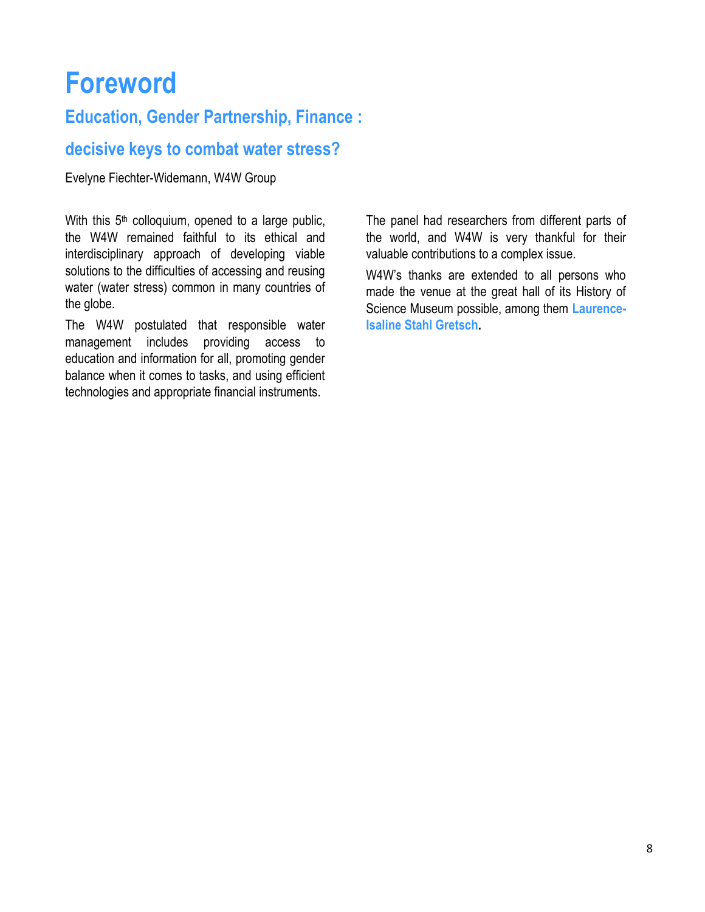# Foreword

## Education, Gender Partnership, Finance :

## decisive keys to combat water stress?

Evelyne Fiechter-Widemann, W4W Group

With this 5th colloquium, opened to a large public, the W4W remained faithful to its ethical and interdisciplinary approach of developing viable solutions to the difficulties of accessing and reusing water (water stress) common in many countries of the globe.

The W4W postulated that responsible water management includes providing access to education and information for all, promoting gender balance when it comes to tasks, and using efficient technologies and appropriate financial instruments.

The panel had researchers from different parts of the world, and W4W is very thankful for their valuable contributions to a complex issue.

W4W's thanks are extended to all persons who made the venue at the great hall of its History of Science Museum possible, among them **Laurence-Isaline Stahl Gretsch**.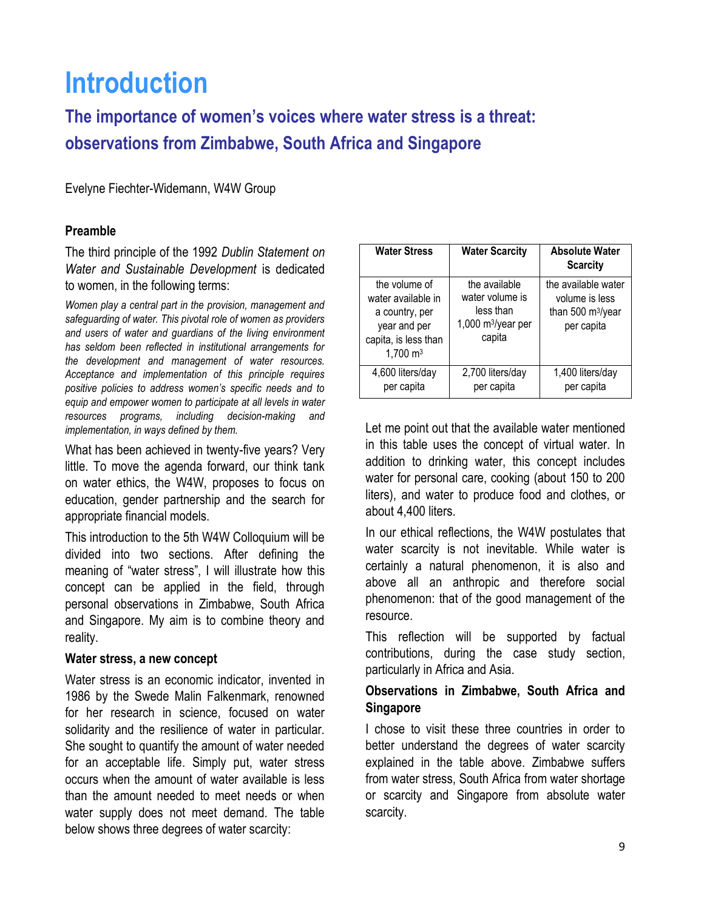# Introduction

## The importance of women's voices where water stress is a threat: observations from Zimbabwe, South Africa and Singapore

Evelyne Fiechter-Widemann, W4W Group

### Preamble

The third principle of the 1992 *Dublin Statement on Water and Sustainable Development* is dedicated to women, in the following terms:

*Women play a central part in the provision, management and safeguarding of water. This pivotal role of women as providers and users of water and guardians of the living environment has seldom been reflected in institutional arrangements for the development and management of water resources. Acceptance and implementation of this principle requires positive policies to address women's specific needs and to equip and empower women to participate at all levels in water resources programs, including decision-making and implementation, in ways defined by them.*

What has been achieved in twenty-five years? Very little. To move the agenda forward, our think tank on water ethics, the W4W, proposes to focus on education, gender partnership and the search for appropriate financial models.

This introduction to the 5th W4W Colloquium will be divided into two sections. After defining the meaning of "water stress", I will illustrate how this concept can be applied in the field, through personal observations in Zimbabwe, South Africa and Singapore. My aim is to combine theory and reality.

### Water stress, a new concept

Water stress is an economic indicator, invented in 1986 by the Swede Malin Falkenmark, renowned for her research in science, focused on water solidarity and the resilience of water in particular. She sought to quantify the amount of water needed for an acceptable life. Simply put, water stress occurs when the amount of water available is less than the amount needed to meet needs or when water supply does not meet demand. The table below shows three degrees of water scarcity:

| Water Stress | Water Scarcity | Absolute Water Scarcity |
|---|---|---|
| the volume of water available in a country, per year and per capita, is less than 1,700 $m^3$ | the available water volume is less than 1,000 $m^3$/year per capita | the available water volume is less than 500 $m^3$/year per capita |
| 4,600 liters/day per capita | 2,700 liters/day per capita | 1,400 liters/day per capita |

Let me point out that the available water mentioned in this table uses the concept of virtual water. In addition to drinking water, this concept includes water for personal care, cooking (about 150 to 200 liters), and water to produce food and clothes, or about 4,400 liters.

In our ethical reflections, the W4W postulates that water scarcity is not inevitable. While water is certainly a natural phenomenon, it is also and above all an anthropic and therefore social phenomenon: that of the good management of the resource.

This reflection will be supported by factual contributions, during the case study section, particularly in Africa and Asia.

### Observations in Zimbabwe, South Africa and Singapore

I chose to visit these three countries in order to better understand the degrees of water scarcity explained in the table above. Zimbabwe suffers from water stress, South Africa from water shortage or scarcity and Singapore from absolute water scarcity.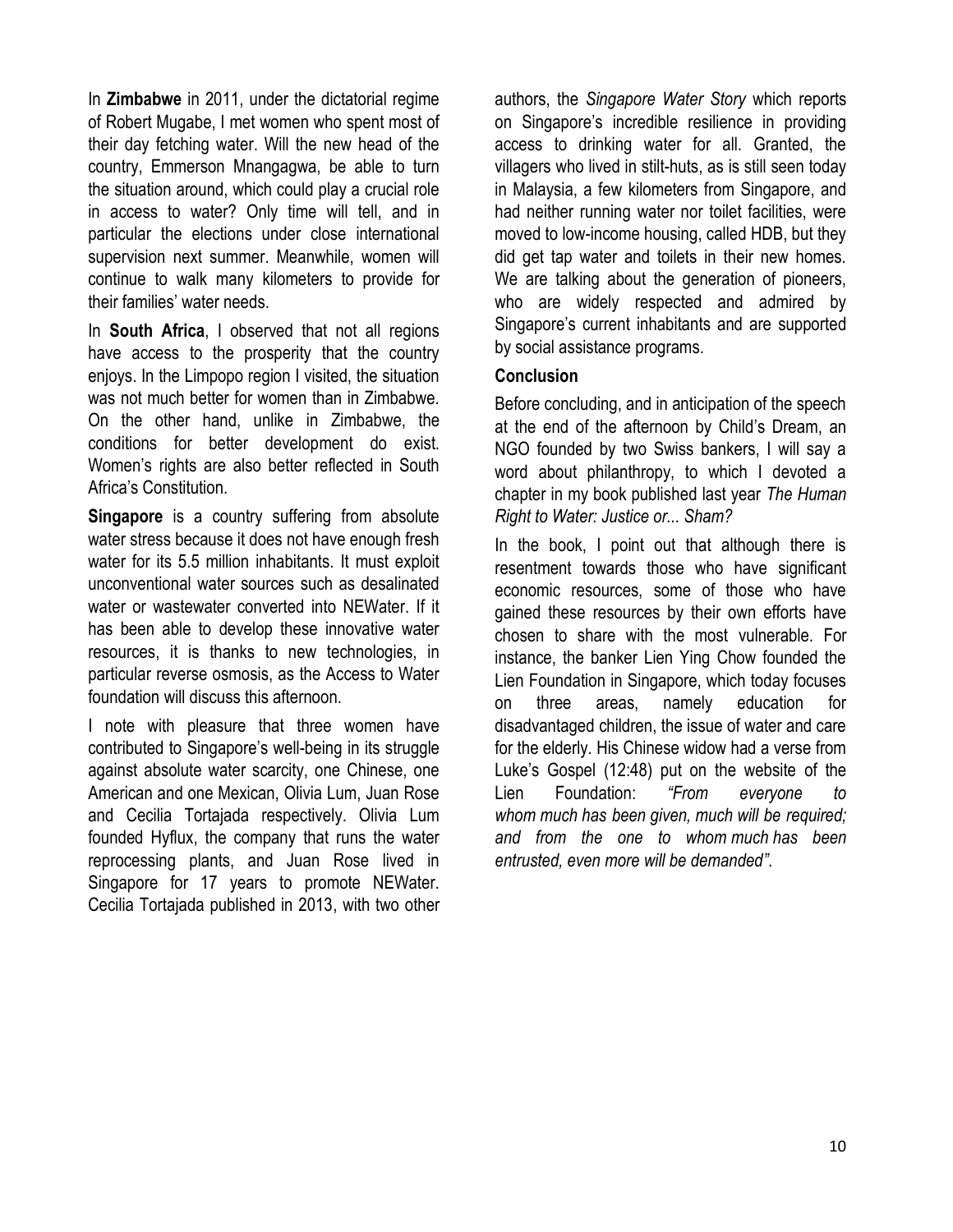In **Zimbabwe** in 2011, under the dictatorial regime of Robert Mugabe, I met women who spent most of their day fetching water. Will the new head of the country, Emmerson Mnangagwa, be able to turn the situation around, which could play a crucial role in access to water? Only time will tell, and in particular the elections under close international supervision next summer. Meanwhile, women will continue to walk many kilometers to provide for their families' water needs.

In **South Africa**, I observed that not all regions have access to the prosperity that the country enjoys. In the Limpopo region I visited, the situation was not much better for women than in Zimbabwe. On the other hand, unlike in Zimbabwe, the conditions for better development do exist. Women's rights are also better reflected in South Africa's Constitution.

**Singapore** is a country suffering from absolute water stress because it does not have enough fresh water for its 5.5 million inhabitants. It must exploit unconventional water sources such as desalinated water or wastewater converted into NEWater. If it has been able to develop these innovative water resources, it is thanks to new technologies, in particular reverse osmosis, as the Access to Water foundation will discuss this afternoon.

I note with pleasure that three women have contributed to Singapore's well-being in its struggle against absolute water scarcity, one Chinese, one American and one Mexican, Olivia Lum, Juan Rose and Cecilia Tortajada respectively. Olivia Lum founded Hyflux, the company that runs the water reprocessing plants, and Juan Rose lived in Singapore for 17 years to promote NEWater. Cecilia Tortajada published in 2013, with two other authors, the *Singapore Water Story* which reports on Singapore's incredible resilience in providing access to drinking water for all. Granted, the villagers who lived in stilt-huts, as is still seen today in Malaysia, a few kilometers from Singapore, and had neither running water nor toilet facilities, were moved to low-income housing, called HDB, but they did get tap water and toilets in their new homes. We are talking about the generation of pioneers, who are widely respected and admired by Singapore's current inhabitants and are supported by social assistance programs.

**Conclusion**

Before concluding, and in anticipation of the speech at the end of the afternoon by Child's Dream, an NGO founded by two Swiss bankers, I will say a word about philanthropy, to which I devoted a chapter in my book published last year *The Human Right to Water: Justice or... Sham?*

In the book, I point out that although there is resentment towards those who have significant economic resources, some of those who have gained these resources by their own efforts have chosen to share with the most vulnerable. For instance, the banker Lien Ying Chow founded the Lien Foundation in Singapore, which today focuses on three areas, namely education for disadvantaged children, the issue of water and care for the elderly. His Chinese widow had a verse from Luke's Gospel (12:48) put on the website of the Lien Foundation: *"From everyone to whom much has been given, much will be required; and from the one to whom much has been entrusted, even more will be demanded"*.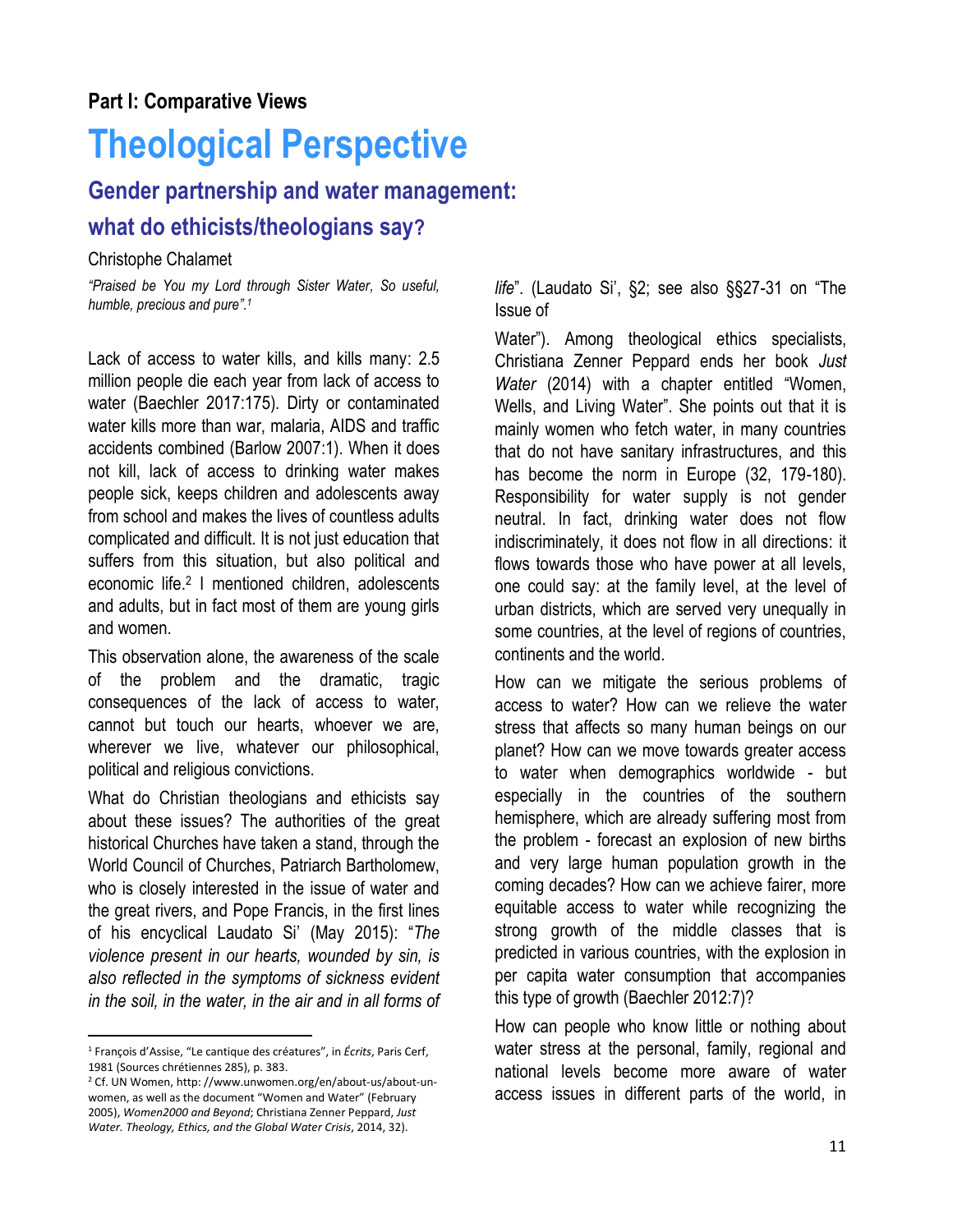**Part I: Comparative Views**

# Theological Perspective

## Gender partnership and water management: what do ethicists/theologians say?

Christophe Chalamet

*"Praised be You my Lord through Sister Water, So useful, humble, precious and pure".*[1]

Lack of access to water kills, and kills many: 2.5 million people die each year from lack of access to water (Baechler 2017:175). Dirty or contaminated water kills more than war, malaria, AIDS and traffic accidents combined (Barlow 2007:1). When it does not kill, lack of access to drinking water makes people sick, keeps children and adolescents away from school and makes the lives of countless adults complicated and difficult. It is not just education that suffers from this situation, but also political and economic life.[2] I mentioned children, adolescents and adults, but in fact most of them are young girls and women.

This observation alone, the awareness of the scale of the problem and the dramatic, tragic consequences of the lack of access to water, cannot but touch our hearts, whoever we are, wherever we live, whatever our philosophical, political and religious convictions.

What do Christian theologians and ethicists say about these issues? The authorities of the great historical Churches have taken a stand, through the World Council of Churches, Patriarch Bartholomew, who is closely interested in the issue of water and the great rivers, and Pope Francis, in the first lines of his encyclical Laudato Si' (May 2015): "*The violence present in our hearts, wounded by sin, is also reflected in the symptoms of sickness evident in the soil, in the water, in the air and in all forms of life*". (Laudato Si', §2; see also §§27-31 on "The Issue of Water"). Among theological ethics specialists, Christiana Zenner Peppard ends her book *Just Water* (2014) with a chapter entitled "Women, Wells, and Living Water". She points out that it is mainly women who fetch water, in many countries that do not have sanitary infrastructures, and this has become the norm in Europe (32, 179-180). Responsibility for water supply is not gender neutral. In fact, drinking water does not flow indiscriminately, it does not flow in all directions: it flows towards those who have power at all levels, one could say: at the family level, at the level of urban districts, which are served very unequally in some countries, at the level of regions of countries, continents and the world.

How can we mitigate the serious problems of access to water? How can we relieve the water stress that affects so many human beings on our planet? How can we move towards greater access to water when demographics worldwide - but especially in the countries of the southern hemisphere, which are already suffering most from the problem - forecast an explosion of new births and very large human population growth in the coming decades? How can we achieve fairer, more equitable access to water while recognizing the strong growth of the middle classes that is predicted in various countries, with the explosion in per capita water consumption that accompanies this type of growth (Baechler 2012:7)?

How can people who know little or nothing about water stress at the personal, family, regional and national levels become more aware of water access issues in different parts of the world, in

---

[1] François d'Assise, "Le cantique des créatures", in *Écrits*, Paris Cerf, 1981 (Sources chrétiennes 285), p. 383.

[2] Cf. UN Women, http: //www.unwomen.org/en/about-us/about-un-women, as well as the document "Women and Water" (February 2005), *Women2000 and Beyond*; Christiana Zenner Peppard, *Just Water. Theology, Ethics, and the Global Water Crisis*, 2014, 32).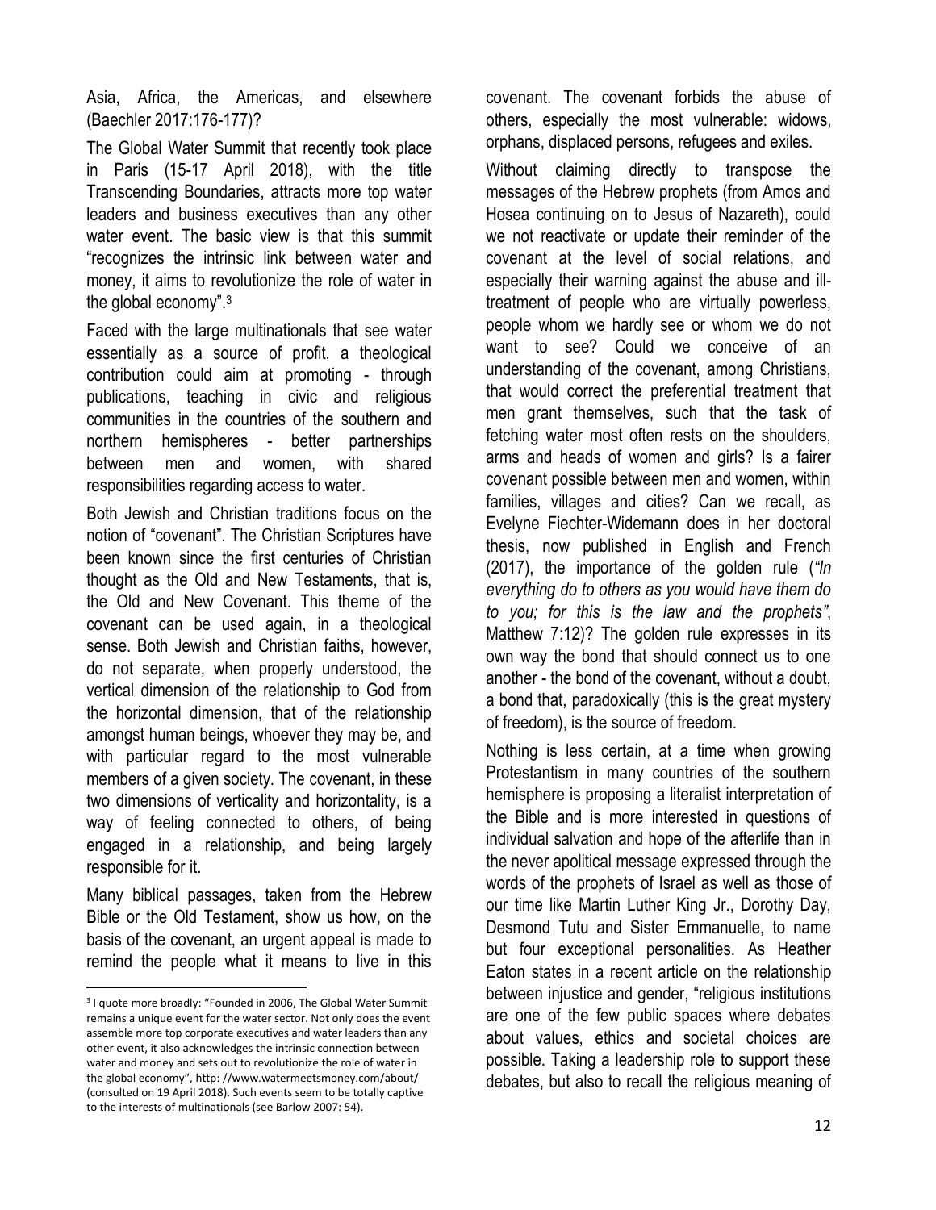Asia, Africa, the Americas, and elsewhere (Baechler 2017:176-177)?

The Global Water Summit that recently took place in Paris (15-17 April 2018), with the title Transcending Boundaries, attracts more top water leaders and business executives than any other water event. The basic view is that this summit "recognizes the intrinsic link between water and money, it aims to revolutionize the role of water in the global economy".[3]

Faced with the large multinationals that see water essentially as a source of profit, a theological contribution could aim at promoting - through publications, teaching in civic and religious communities in the countries of the southern and northern hemispheres - better partnerships between men and women, with shared responsibilities regarding access to water.

Both Jewish and Christian traditions focus on the notion of "covenant". The Christian Scriptures have been known since the first centuries of Christian thought as the Old and New Testaments, that is, the Old and New Covenant. This theme of the covenant can be used again, in a theological sense. Both Jewish and Christian faiths, however, do not separate, when properly understood, the vertical dimension of the relationship to God from the horizontal dimension, that of the relationship amongst human beings, whoever they may be, and with particular regard to the most vulnerable members of a given society. The covenant, in these two dimensions of verticality and horizontality, is a way of feeling connected to others, of being engaged in a relationship, and being largely responsible for it.

Many biblical passages, taken from the Hebrew Bible or the Old Testament, show us how, on the basis of the covenant, an urgent appeal is made to remind the people what it means to live in this covenant. The covenant forbids the abuse of others, especially the most vulnerable: widows, orphans, displaced persons, refugees and exiles.

Without claiming directly to transpose the messages of the Hebrew prophets (from Amos and Hosea continuing on to Jesus of Nazareth), could we not reactivate or update their reminder of the covenant at the level of social relations, and especially their warning against the abuse and ill-treatment of people who are virtually powerless, people whom we hardly see or whom we do not want to see? Could we conceive of an understanding of the covenant, among Christians, that would correct the preferential treatment that men grant themselves, such that the task of fetching water most often rests on the shoulders, arms and heads of women and girls? Is a fairer covenant possible between men and women, within families, villages and cities? Can we recall, as Evelyne Fiechter-Widemann does in her doctoral thesis, now published in English and French (2017), the importance of the golden rule (*"In everything do to others as you would have them do to you; for this is the law and the prophets"*, Matthew 7:12)? The golden rule expresses in its own way the bond that should connect us to one another - the bond of the covenant, without a doubt, a bond that, paradoxically (this is the great mystery of freedom), is the source of freedom.

Nothing is less certain, at a time when growing Protestantism in many countries of the southern hemisphere is proposing a literalist interpretation of the Bible and is more interested in questions of individual salvation and hope of the afterlife than in the never apolitical message expressed through the words of the prophets of Israel as well as those of our time like Martin Luther King Jr., Dorothy Day, Desmond Tutu and Sister Emmanuelle, to name but four exceptional personalities. As Heather Eaton states in a recent article on the relationship between injustice and gender, "religious institutions are one of the few public spaces where debates about values, ethics and societal choices are possible. Taking a leadership role to support these debates, but also to recall the religious meaning of

---

[3] I quote more broadly: "Founded in 2006, The Global Water Summit remains a unique event for the water sector. Not only does the event assemble more top corporate executives and water leaders than any other event, it also acknowledges the intrinsic connection between water and money and sets out to revolutionize the role of water in the global economy", http: //www.watermeetsmoney.com/about/ (consulted on 19 April 2018). Such events seem to be totally captive to the interests of multinationals (see Barlow 2007: 54).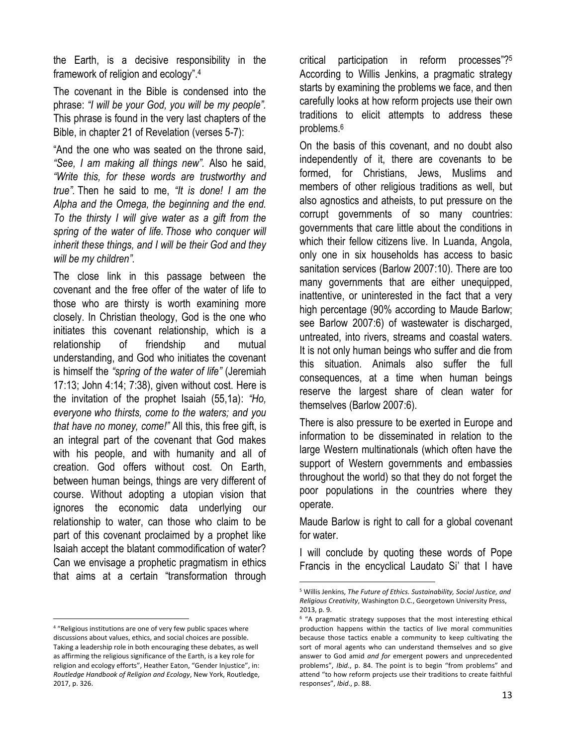the Earth, is a decisive responsibility in the framework of religion and ecology".[4]

The covenant in the Bible is condensed into the phrase: *"I will be your God, you will be my people".* This phrase is found in the very last chapters of the Bible, in chapter 21 of Revelation (verses 5-7):

"And the one who was seated on the throne said, *"See, I am making all things new".* Also he said, *"Write this, for these words are trustworthy and true".* Then he said to me, *"It is done! I am the Alpha and the Omega, the beginning and the end. To the thirsty I will give water as a gift from the spring of the water of life. Those who conquer will inherit these things, and I will be their God and they will be my children".*

The close link in this passage between the covenant and the free offer of the water of life to those who are thirsty is worth examining more closely. In Christian theology, God is the one who initiates this covenant relationship, which is a relationship of friendship and mutual understanding, and God who initiates the covenant is himself the *"spring of the water of life"* (Jeremiah 17:13; John 4:14; 7:38), given without cost. Here is the invitation of the prophet Isaiah (55,1a): *"Ho, everyone who thirsts, come to the waters; and you that have no money, come!"* All this, this free gift, is an integral part of the covenant that God makes with his people, and with humanity and all of creation. God offers without cost. On Earth, between human beings, things are very different of course. Without adopting a utopian vision that ignores the economic data underlying our relationship to water, can those who claim to be part of this covenant proclaimed by a prophet like Isaiah accept the blatant commodification of water? Can we envisage a prophetic pragmatism in ethics that aims at a certain "transformation through critical participation in reform processes"?[5] According to Willis Jenkins, a pragmatic strategy starts by examining the problems we face, and then carefully looks at how reform projects use their own traditions to elicit attempts to address these problems.[6]

On the basis of this covenant, and no doubt also independently of it, there are covenants to be formed, for Christians, Jews, Muslims and members of other religious traditions as well, but also agnostics and atheists, to put pressure on the corrupt governments of so many countries: governments that care little about the conditions in which their fellow citizens live. In Luanda, Angola, only one in six households has access to basic sanitation services (Barlow 2007:10). There are too many governments that are either unequipped, inattentive, or uninterested in the fact that a very high percentage (90% according to Maude Barlow; see Barlow 2007:6) of wastewater is discharged, untreated, into rivers, streams and coastal waters. It is not only human beings who suffer and die from this situation. Animals also suffer the full consequences, at a time when human beings reserve the largest share of clean water for themselves (Barlow 2007:6).

There is also pressure to be exerted in Europe and information to be disseminated in relation to the large Western multinationals (which often have the support of Western governments and embassies throughout the world) so that they do not forget the poor populations in the countries where they operate.

Maude Barlow is right to call for a global covenant for water.

I will conclude by quoting these words of Pope Francis in the encyclical Laudato Si' that I have

---

[4] "Religious institutions are one of very few public spaces where discussions about values, ethics, and social choices are possible. Taking a leadership role in both encouraging these debates, as well as affirming the religious significance of the Earth, is a key role for religion and ecology efforts", Heather Eaton, "Gender Injustice", in: *Routledge Handbook of Religion and Ecology*, New York, Routledge, 2017, p. 326.

[5] Willis Jenkins, *The Future of Ethics. Sustainability, Social Justice, and Religious Creativity*, Washington D.C., Georgetown University Press, 2013, p. 9.

[6] "A pragmatic strategy supposes that the most interesting ethical production happens within the tactics of live moral communities because those tactics enable a community to keep cultivating the sort of moral agents who can understand themselves and so give answer to God amid *and for* emergent powers and unprecedented problems", *Ibid*., p. 84. The point is to begin "from problems" and attend "to how reform projects use their traditions to create faithful responses", *Ibid*., p. 88.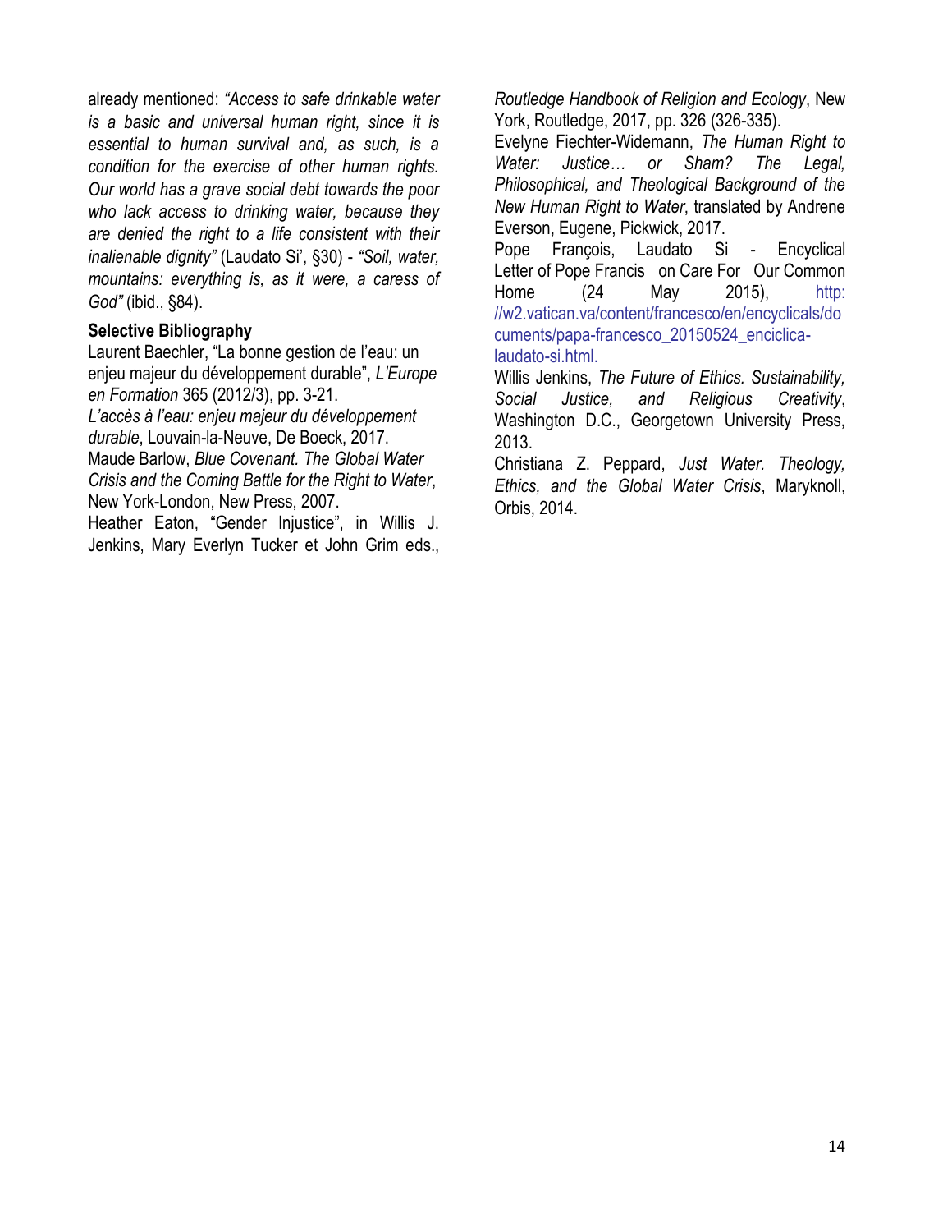already mentioned: *"Access to safe drinkable water is a basic and universal human right, since it is essential to human survival and, as such, is a condition for the exercise of other human rights. Our world has a grave social debt towards the poor who lack access to drinking water, because they are denied the right to a life consistent with their inalienable dignity"* (Laudato Si', §30) - *"Soil, water, mountains: everything is, as it were, a caress of God"* (ibid., §84).

**Selective Bibliography**

Laurent Baechler, "La bonne gestion de l'eau: un enjeu majeur du développement durable", *L'Europe en Formation* 365 (2012/3), pp. 3-21.

*L'accès à l'eau: enjeu majeur du développement durable*, Louvain-la-Neuve, De Boeck, 2017.

Maude Barlow, *Blue Covenant. The Global Water Crisis and the Coming Battle for the Right to Water*, New York-London, New Press, 2007.

Heather Eaton, "Gender Injustice", in Willis J. Jenkins, Mary Everlyn Tucker et John Grim eds., *Routledge Handbook of Religion and Ecology*, New York, Routledge, 2017, pp. 326 (326-335).

Evelyne Fiechter-Widemann, *The Human Right to Water: Justice… or Sham? The Legal, Philosophical, and Theological Background of the New Human Right to Water*, translated by Andrene Everson, Eugene, Pickwick, 2017.

Pope François, Laudato Si - Encyclical Letter of Pope Francis on Care For Our Common Home (24 May 2015), http://w2.vatican.va/content/francesco/en/encyclicals/documents/papa-francesco_20150524_enciclica-laudato-si.html.

Willis Jenkins, *The Future of Ethics. Sustainability, Social Justice, and Religious Creativity*, Washington D.C., Georgetown University Press, 2013.

Christiana Z. Peppard, *Just Water. Theology, Ethics, and the Global Water Crisis*, Maryknoll, Orbis, 2014.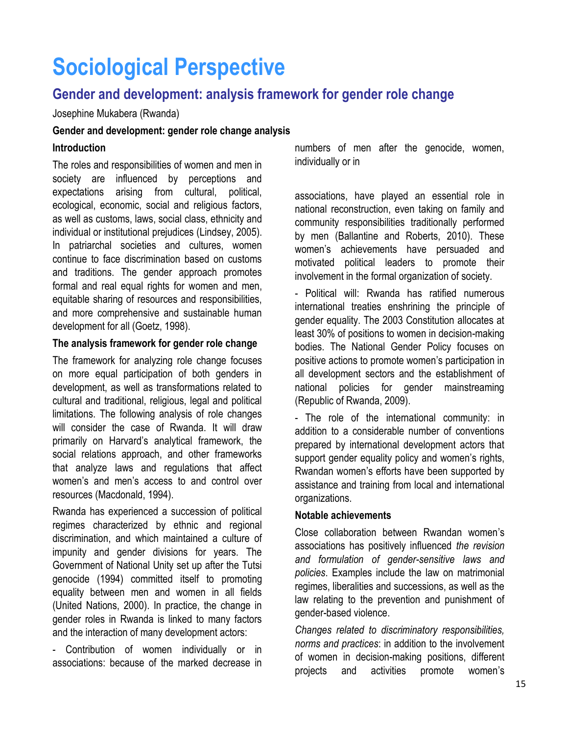# Sociological Perspective

## Gender and development: analysis framework for gender role change

Josephine Mukabera (Rwanda)

**Gender and development: gender role change analysis**

**Introduction**

The roles and responsibilities of women and men in society are influenced by perceptions and expectations arising from cultural, political, ecological, economic, social and religious factors, as well as customs, laws, social class, ethnicity and individual or institutional prejudices (Lindsey, 2005). In patriarchal societies and cultures, women continue to face discrimination based on customs and traditions. The gender approach promotes formal and real equal rights for women and men, equitable sharing of resources and responsibilities, and more comprehensive and sustainable human development for all (Goetz, 1998).

**The analysis framework for gender role change**

The framework for analyzing role change focuses on more equal participation of both genders in development, as well as transformations related to cultural and traditional, religious, legal and political limitations. The following analysis of role changes will consider the case of Rwanda. It will draw primarily on Harvard's analytical framework, the social relations approach, and other frameworks that analyze laws and regulations that affect women's and men's access to and control over resources (Macdonald, 1994).

Rwanda has experienced a succession of political regimes characterized by ethnic and regional discrimination, and which maintained a culture of impunity and gender divisions for years. The Government of National Unity set up after the Tutsi genocide (1994) committed itself to promoting equality between men and women in all fields (United Nations, 2000). In practice, the change in gender roles in Rwanda is linked to many factors and the interaction of many development actors:

- Contribution of women individually or in associations: because of the marked decrease in numbers of men after the genocide, women, individually or in associations, have played an essential role in national reconstruction, even taking on family and community responsibilities traditionally performed by men (Ballantine and Roberts, 2010). These women's achievements have persuaded and motivated political leaders to promote their involvement in the formal organization of society.

- Political will: Rwanda has ratified numerous international treaties enshrining the principle of gender equality. The 2003 Constitution allocates at least 30% of positions to women in decision-making bodies. The National Gender Policy focuses on positive actions to promote women's participation in all development sectors and the establishment of national policies for gender mainstreaming (Republic of Rwanda, 2009).

- The role of the international community: in addition to a considerable number of conventions prepared by international development actors that support gender equality policy and women's rights, Rwandan women's efforts have been supported by assistance and training from local and international organizations.

**Notable achievements**

Close collaboration between Rwandan women's associations has positively influenced *the revision and formulation of gender-sensitive laws and policies*. Examples include the law on matrimonial regimes, liberalities and successions, as well as the law relating to the prevention and punishment of gender-based violence.

*Changes related to discriminatory responsibilities, norms and practices*: in addition to the involvement of women in decision-making positions, different projects and activities promote women's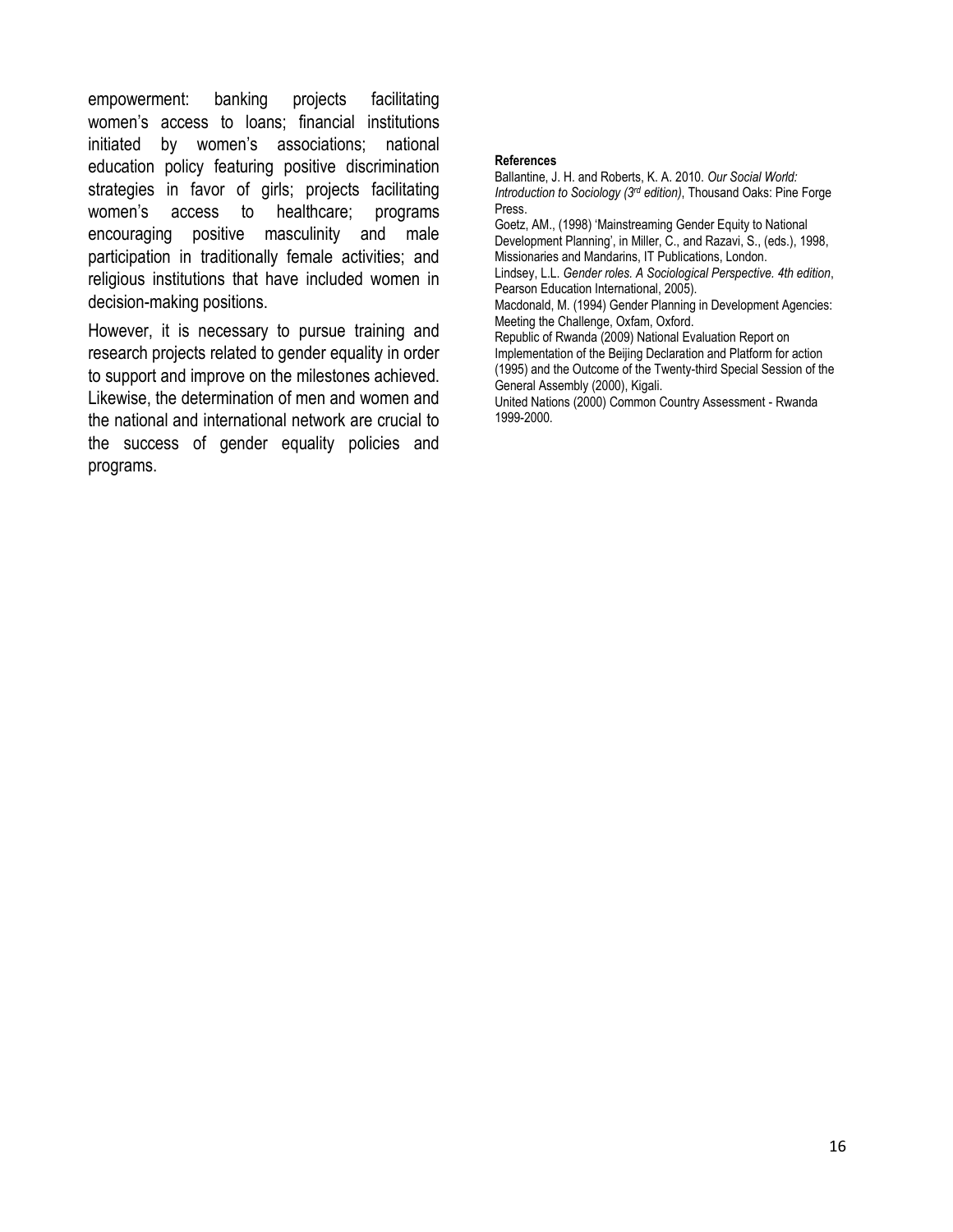empowerment: banking projects facilitating women's access to loans; financial institutions initiated by women's associations; national education policy featuring positive discrimination strategies in favor of girls; projects facilitating women's access to healthcare; programs encouraging positive masculinity and male participation in traditionally female activities; and religious institutions that have included women in decision-making positions.

However, it is necessary to pursue training and research projects related to gender equality in order to support and improve on the milestones achieved. Likewise, the determination of men and women and the national and international network are crucial to the success of gender equality policies and programs.

**References**

Ballantine, J. H. and Roberts, K. A. 2010. *Our Social World: Introduction to Sociology (3rd edition)*, Thousand Oaks: Pine Forge Press.

Goetz, AM., (1998) 'Mainstreaming Gender Equity to National Development Planning', in Miller, C., and Razavi, S., (eds.), 1998, Missionaries and Mandarins, IT Publications, London.

Lindsey, L.L. *Gender roles. A Sociological Perspective. 4th edition*, Pearson Education International, 2005).

Macdonald, M. (1994) Gender Planning in Development Agencies: Meeting the Challenge, Oxfam, Oxford.

Republic of Rwanda (2009) National Evaluation Report on Implementation of the Beijing Declaration and Platform for action (1995) and the Outcome of the Twenty-third Special Session of the General Assembly (2000), Kigali.

United Nations (2000) Common Country Assessment - Rwanda 1999-2000.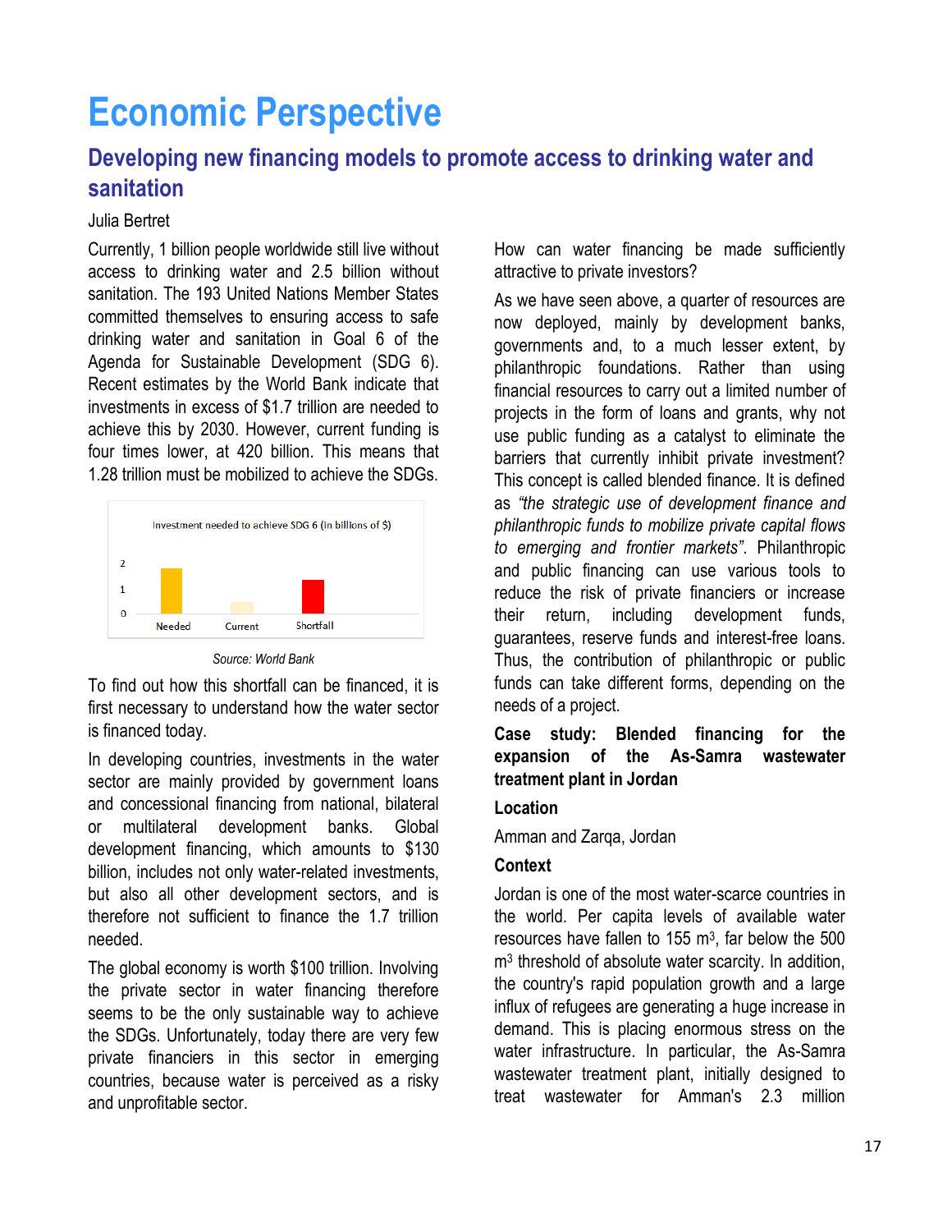# Economic Perspective

## Developing new financing models to promote access to drinking water and sanitation

Julia Bertret

Currently, 1 billion people worldwide still live without access to drinking water and 2.5 billion without sanitation. The 193 United Nations Member States committed themselves to ensuring access to safe drinking water and sanitation in Goal 6 of the Agenda for Sustainable Development (SDG 6). Recent estimates by the World Bank indicate that investments in excess of $1.7 trillion are needed to achieve this by 2030. However, current funding is four times lower, at 420 billion. This means that 1.28 trillion must be mobilized to achieve the SDGs.

Investment needed to achieve SDG 6 (in billions of $)

| | Needed | Current | Shortfall |
|---|---|---|---|
| Scale: 0, 1, 2 | | | |

*Source: World Bank*

To find out how this shortfall can be financed, it is first necessary to understand how the water sector is financed today.

In developing countries, investments in the water sector are mainly provided by government loans and concessional financing from national, bilateral or multilateral development banks. Global development financing, which amounts to $130 billion, includes not only water-related investments, but also all other development sectors, and is therefore not sufficient to finance the 1.7 trillion needed.

The global economy is worth $100 trillion. Involving the private sector in water financing therefore seems to be the only sustainable way to achieve the SDGs. Unfortunately, today there are very few private financiers in this sector in emerging countries, because water is perceived as a risky and unprofitable sector.

How can water financing be made sufficiently attractive to private investors?

As we have seen above, a quarter of resources are now deployed, mainly by development banks, governments and, to a much lesser extent, by philanthropic foundations. Rather than using financial resources to carry out a limited number of projects in the form of loans and grants, why not use public funding as a catalyst to eliminate the barriers that currently inhibit private investment? This concept is called blended finance. It is defined as *"the strategic use of development finance and philanthropic funds to mobilize private capital flows to emerging and frontier markets"*. Philanthropic and public financing can use various tools to reduce the risk of private financiers or increase their return, including development funds, guarantees, reserve funds and interest-free loans. Thus, the contribution of philanthropic or public funds can take different forms, depending on the needs of a project.

**Case study: Blended financing for the expansion of the As-Samra wastewater treatment plant in Jordan**

**Location**

Amman and Zarqa, Jordan

**Context**

Jordan is one of the most water-scarce countries in the world. Per capita levels of available water resources have fallen to 155 m$^3$, far below the 500 m$^3$ threshold of absolute water scarcity. In addition, the country's rapid population growth and a large influx of refugees are generating a huge increase in demand. This is placing enormous stress on the water infrastructure. In particular, the As-Samra wastewater treatment plant, initially designed to treat wastewater for Amman's 2.3 million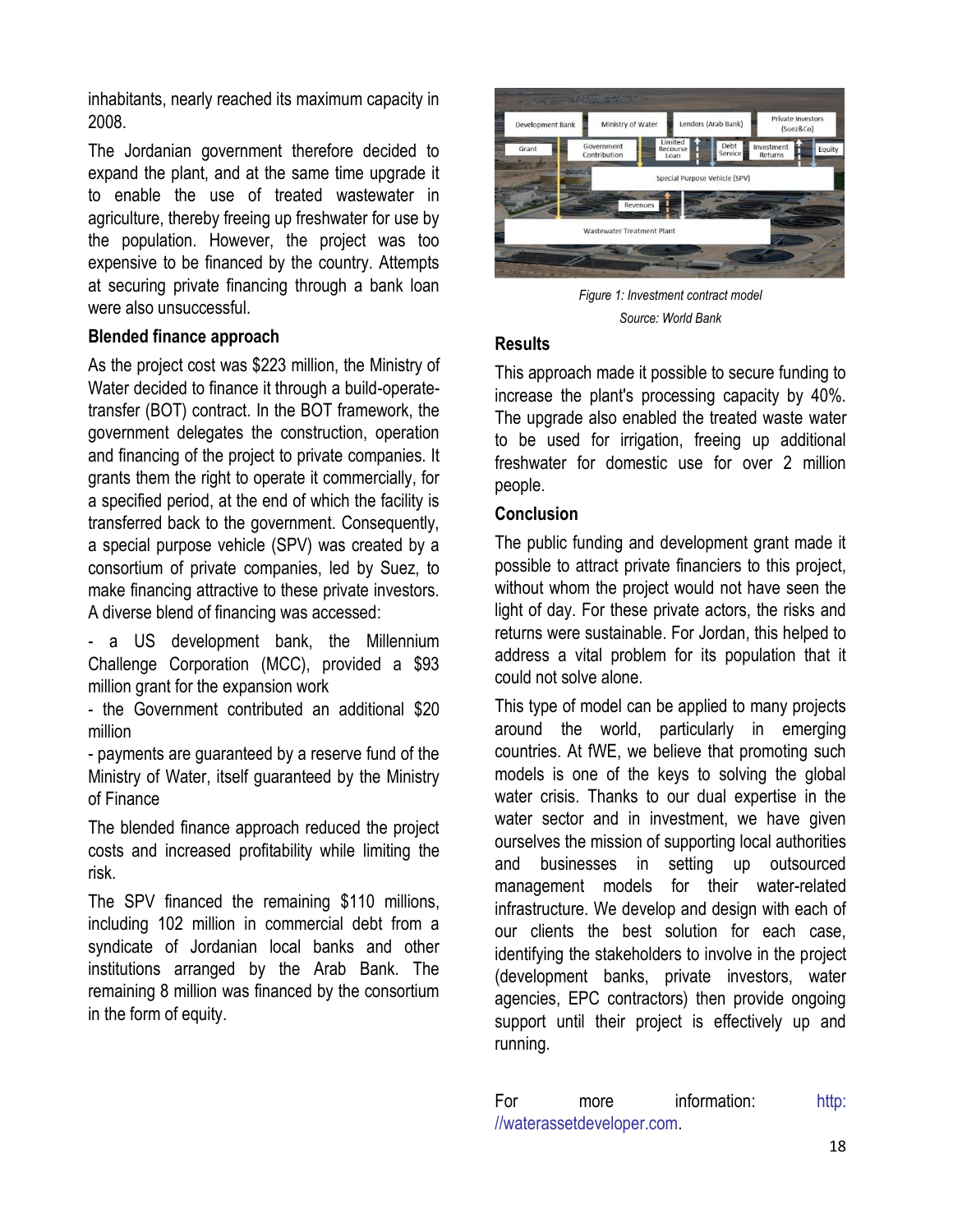inhabitants, nearly reached its maximum capacity in 2008.

The Jordanian government therefore decided to expand the plant, and at the same time upgrade it to enable the use of treated wastewater in agriculture, thereby freeing up freshwater for use by the population. However, the project was too expensive to be financed by the country. Attempts at securing private financing through a bank loan were also unsuccessful.

**Blended finance approach**

As the project cost was $223 million, the Ministry of Water decided to finance it through a build-operate-transfer (BOT) contract. In the BOT framework, the government delegates the construction, operation and financing of the project to private companies. It grants them the right to operate it commercially, for a specified period, at the end of which the facility is transferred back to the government. Consequently, a special purpose vehicle (SPV) was created by a consortium of private companies, led by Suez, to make financing attractive to these private investors. A diverse blend of financing was accessed:

- a US development bank, the Millennium Challenge Corporation (MCC), provided a $93 million grant for the expansion work
- the Government contributed an additional $20 million
- payments are guaranteed by a reserve fund of the Ministry of Water, itself guaranteed by the Ministry of Finance

The blended finance approach reduced the project costs and increased profitability while limiting the risk.

The SPV financed the remaining $110 millions, including 102 million in commercial debt from a syndicate of Jordanian local banks and other institutions arranged by the Arab Bank. The remaining 8 million was financed by the consortium in the form of equity.

*Figure 1: Investment contract model*

*Source: World Bank*

**Results**

This approach made it possible to secure funding to increase the plant's processing capacity by 40%. The upgrade also enabled the treated waste water to be used for irrigation, freeing up additional freshwater for domestic use for over 2 million people.

**Conclusion**

The public funding and development grant made it possible to attract private financiers to this project, without whom the project would not have seen the light of day. For these private actors, the risks and returns were sustainable. For Jordan, this helped to address a vital problem for its population that it could not solve alone.

This type of model can be applied to many projects around the world, particularly in emerging countries. At fWE, we believe that promoting such models is one of the keys to solving the global water crisis. Thanks to our dual expertise in the water sector and in investment, we have given ourselves the mission of supporting local authorities and businesses in setting up outsourced management models for their water-related infrastructure. We develop and design with each of our clients the best solution for each case, identifying the stakeholders to involve in the project (development banks, private investors, water agencies, EPC contractors) then provide ongoing support until their project is effectively up and running.

For more information: http://waterassetdeveloper.com.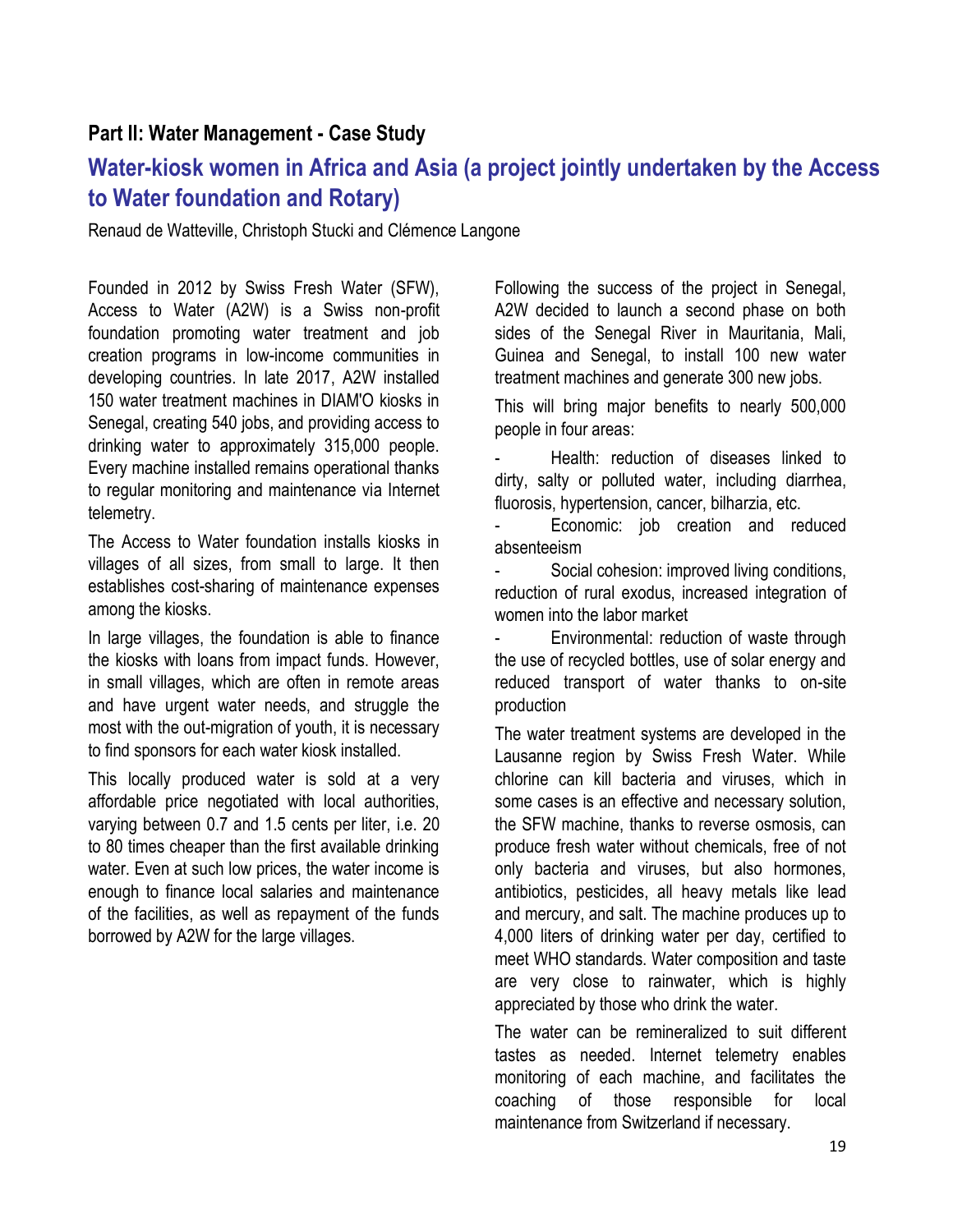### Part II: Water Management - Case Study

## Water-kiosk women in Africa and Asia (a project jointly undertaken by the Access to Water foundation and Rotary)

Renaud de Watteville, Christoph Stucki and Clémence Langone

Founded in 2012 by Swiss Fresh Water (SFW), Access to Water (A2W) is a Swiss non-profit foundation promoting water treatment and job creation programs in low-income communities in developing countries. In late 2017, A2W installed 150 water treatment machines in DIAM'O kiosks in Senegal, creating 540 jobs, and providing access to drinking water to approximately 315,000 people. Every machine installed remains operational thanks to regular monitoring and maintenance via Internet telemetry.

The Access to Water foundation installs kiosks in villages of all sizes, from small to large. It then establishes cost-sharing of maintenance expenses among the kiosks.

In large villages, the foundation is able to finance the kiosks with loans from impact funds. However, in small villages, which are often in remote areas and have urgent water needs, and struggle the most with the out-migration of youth, it is necessary to find sponsors for each water kiosk installed.

This locally produced water is sold at a very affordable price negotiated with local authorities, varying between 0.7 and 1.5 cents per liter, i.e. 20 to 80 times cheaper than the first available drinking water. Even at such low prices, the water income is enough to finance local salaries and maintenance of the facilities, as well as repayment of the funds borrowed by A2W for the large villages.

Following the success of the project in Senegal, A2W decided to launch a second phase on both sides of the Senegal River in Mauritania, Mali, Guinea and Senegal, to install 100 new water treatment machines and generate 300 new jobs.

This will bring major benefits to nearly 500,000 people in four areas:

- Health: reduction of diseases linked to dirty, salty or polluted water, including diarrhea, fluorosis, hypertension, cancer, bilharzia, etc.
- Economic: job creation and reduced absenteeism
- Social cohesion: improved living conditions, reduction of rural exodus, increased integration of women into the labor market
- Environmental: reduction of waste through the use of recycled bottles, use of solar energy and reduced transport of water thanks to on-site production

The water treatment systems are developed in the Lausanne region by Swiss Fresh Water. While chlorine can kill bacteria and viruses, which in some cases is an effective and necessary solution, the SFW machine, thanks to reverse osmosis, can produce fresh water without chemicals, free of not only bacteria and viruses, but also hormones, antibiotics, pesticides, all heavy metals like lead and mercury, and salt. The machine produces up to 4,000 liters of drinking water per day, certified to meet WHO standards. Water composition and taste are very close to rainwater, which is highly appreciated by those who drink the water.

The water can be remineralized to suit different tastes as needed. Internet telemetry enables monitoring of each machine, and facilitates the coaching of those responsible for local maintenance from Switzerland if necessary.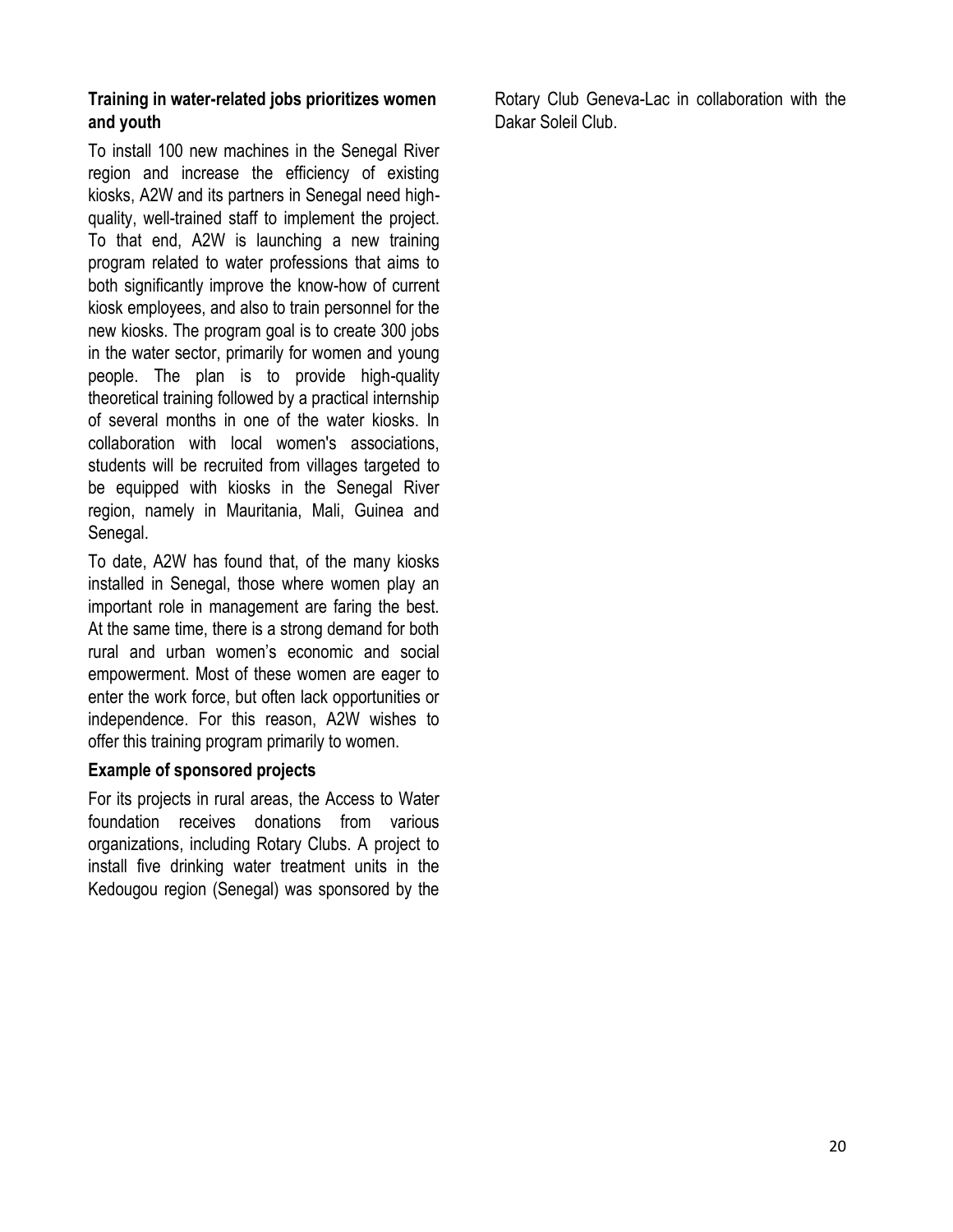**Training in water-related jobs prioritizes women and youth**

To install 100 new machines in the Senegal River region and increase the efficiency of existing kiosks, A2W and its partners in Senegal need high-quality, well-trained staff to implement the project. To that end, A2W is launching a new training program related to water professions that aims to both significantly improve the know-how of current kiosk employees, and also to train personnel for the new kiosks. The program goal is to create 300 jobs in the water sector, primarily for women and young people. The plan is to provide high-quality theoretical training followed by a practical internship of several months in one of the water kiosks. In collaboration with local women's associations, students will be recruited from villages targeted to be equipped with kiosks in the Senegal River region, namely in Mauritania, Mali, Guinea and Senegal.

To date, A2W has found that, of the many kiosks installed in Senegal, those where women play an important role in management are faring the best. At the same time, there is a strong demand for both rural and urban women's economic and social empowerment. Most of these women are eager to enter the work force, but often lack opportunities or independence. For this reason, A2W wishes to offer this training program primarily to women.

**Example of sponsored projects**

For its projects in rural areas, the Access to Water foundation receives donations from various organizations, including Rotary Clubs. A project to install five drinking water treatment units in the Kedougou region (Senegal) was sponsored by the Rotary Club Geneva-Lac in collaboration with the Dakar Soleil Club.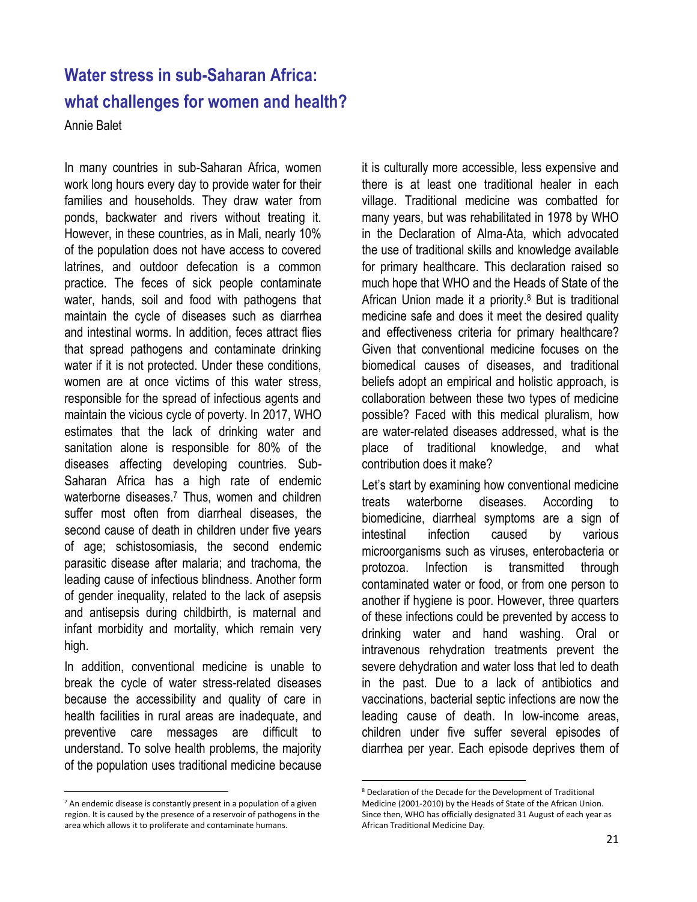# Water stress in sub-Saharan Africa: what challenges for women and health?

Annie Balet

In many countries in sub-Saharan Africa, women work long hours every day to provide water for their families and households. They draw water from ponds, backwater and rivers without treating it. However, in these countries, as in Mali, nearly 10% of the population does not have access to covered latrines, and outdoor defecation is a common practice. The feces of sick people contaminate water, hands, soil and food with pathogens that maintain the cycle of diseases such as diarrhea and intestinal worms. In addition, feces attract flies that spread pathogens and contaminate drinking water if it is not protected. Under these conditions, women are at once victims of this water stress, responsible for the spread of infectious agents and maintain the vicious cycle of poverty. In 2017, WHO estimates that the lack of drinking water and sanitation alone is responsible for 80% of the diseases affecting developing countries. Sub-Saharan Africa has a high rate of endemic waterborne diseases.[7] Thus, women and children suffer most often from diarrheal diseases, the second cause of death in children under five years of age; schistosomiasis, the second endemic parasitic disease after malaria; and trachoma, the leading cause of infectious blindness. Another form of gender inequality, related to the lack of asepsis and antisepsis during childbirth, is maternal and infant morbidity and mortality, which remain very high.

In addition, conventional medicine is unable to break the cycle of water stress-related diseases because the accessibility and quality of care in health facilities in rural areas are inadequate, and preventive care messages are difficult to understand. To solve health problems, the majority of the population uses traditional medicine because it is culturally more accessible, less expensive and there is at least one traditional healer in each village. Traditional medicine was combatted for many years, but was rehabilitated in 1978 by WHO in the Declaration of Alma-Ata, which advocated the use of traditional skills and knowledge available for primary healthcare. This declaration raised so much hope that WHO and the Heads of State of the African Union made it a priority.[8] But is traditional medicine safe and does it meet the desired quality and effectiveness criteria for primary healthcare? Given that conventional medicine focuses on the biomedical causes of diseases, and traditional beliefs adopt an empirical and holistic approach, is collaboration between these two types of medicine possible? Faced with this medical pluralism, how are water-related diseases addressed, what is the place of traditional knowledge, and what contribution does it make?

Let's start by examining how conventional medicine treats waterborne diseases. According to biomedicine, diarrheal symptoms are a sign of intestinal infection caused by various microorganisms such as viruses, enterobacteria or protozoa. Infection is transmitted through contaminated water or food, or from one person to another if hygiene is poor. However, three quarters of these infections could be prevented by access to drinking water and hand washing. Oral or intravenous rehydration treatments prevent the severe dehydration and water loss that led to death in the past. Due to a lack of antibiotics and vaccinations, bacterial septic infections are now the leading cause of death. In low-income areas, children under five suffer several episodes of diarrhea per year. Each episode deprives them of

[7] An endemic disease is constantly present in a population of a given region. It is caused by the presence of a reservoir of pathogens in the area which allows it to proliferate and contaminate humans.

[8] Declaration of the Decade for the Development of Traditional Medicine (2001-2010) by the Heads of State of the African Union. Since then, WHO has officially designated 31 August of each year as African Traditional Medicine Day.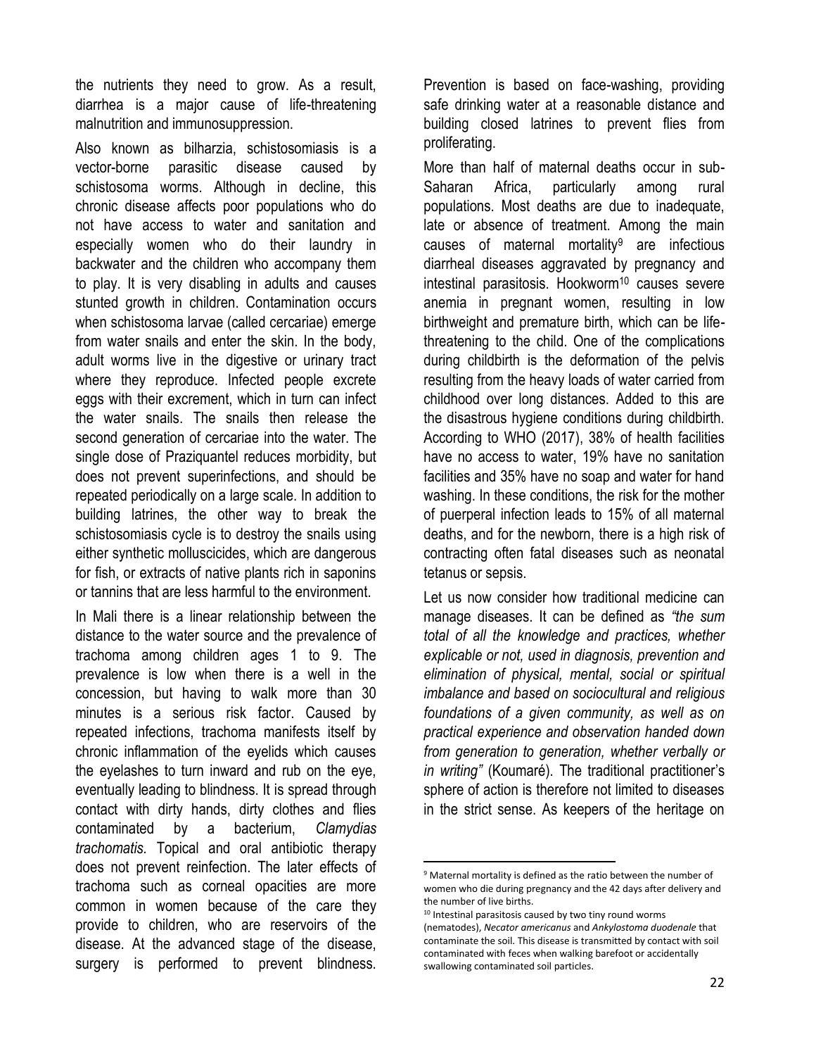the nutrients they need to grow. As a result, diarrhea is a major cause of life-threatening malnutrition and immunosuppression.

Also known as bilharzia, schistosomiasis is a vector-borne parasitic disease caused by schistosoma worms. Although in decline, this chronic disease affects poor populations who do not have access to water and sanitation and especially women who do their laundry in backwater and the children who accompany them to play. It is very disabling in adults and causes stunted growth in children. Contamination occurs when schistosoma larvae (called cercariae) emerge from water snails and enter the skin. In the body, adult worms live in the digestive or urinary tract where they reproduce. Infected people excrete eggs with their excrement, which in turn can infect the water snails. The snails then release the second generation of cercariae into the water. The single dose of Praziquantel reduces morbidity, but does not prevent superinfections, and should be repeated periodically on a large scale. In addition to building latrines, the other way to break the schistosomiasis cycle is to destroy the snails using either synthetic molluscicides, which are dangerous for fish, or extracts of native plants rich in saponins or tannins that are less harmful to the environment.

In Mali there is a linear relationship between the distance to the water source and the prevalence of trachoma among children ages 1 to 9. The prevalence is low when there is a well in the concession, but having to walk more than 30 minutes is a serious risk factor. Caused by repeated infections, trachoma manifests itself by chronic inflammation of the eyelids which causes the eyelashes to turn inward and rub on the eye, eventually leading to blindness. It is spread through contact with dirty hands, dirty clothes and flies contaminated by a bacterium, *Clamydias trachomatis.* Topical and oral antibiotic therapy does not prevent reinfection. The later effects of trachoma such as corneal opacities are more common in women because of the care they provide to children, who are reservoirs of the disease. At the advanced stage of the disease, surgery is performed to prevent blindness. Prevention is based on face-washing, providing safe drinking water at a reasonable distance and building closed latrines to prevent flies from proliferating.

More than half of maternal deaths occur in sub-Saharan Africa, particularly among rural populations. Most deaths are due to inadequate, late or absence of treatment. Among the main causes of maternal mortality[9] are infectious diarrheal diseases aggravated by pregnancy and intestinal parasitosis. Hookworm[10] causes severe anemia in pregnant women, resulting in low birthweight and premature birth, which can be life-threatening to the child. One of the complications during childbirth is the deformation of the pelvis resulting from the heavy loads of water carried from childhood over long distances. Added to this are the disastrous hygiene conditions during childbirth. According to WHO (2017), 38% of health facilities have no access to water, 19% have no sanitation facilities and 35% have no soap and water for hand washing. In these conditions, the risk for the mother of puerperal infection leads to 15% of all maternal deaths, and for the newborn, there is a high risk of contracting often fatal diseases such as neonatal tetanus or sepsis.

Let us now consider how traditional medicine can manage diseases. It can be defined as *"the sum total of all the knowledge and practices, whether explicable or not, used in diagnosis, prevention and elimination of physical, mental, social or spiritual imbalance and based on sociocultural and religious foundations of a given community, as well as on practical experience and observation handed down from generation to generation, whether verbally or in writing"* (Koumaré). The traditional practitioner's sphere of action is therefore not limited to diseases in the strict sense. As keepers of the heritage on

---

[9] Maternal mortality is defined as the ratio between the number of women who die during pregnancy and the 42 days after delivery and the number of live births.

[10] Intestinal parasitosis caused by two tiny round worms (nematodes), *Necator americanus* and *Ankylostoma duodenale* that contaminate the soil. This disease is transmitted by contact with soil contaminated with feces when walking barefoot or accidentally swallowing contaminated soil particles.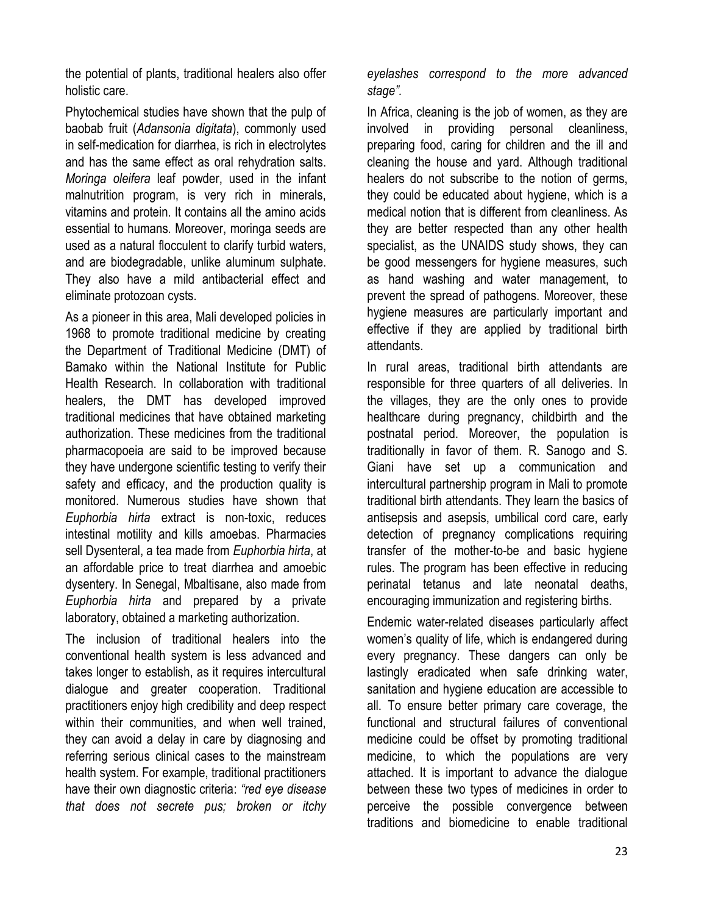the potential of plants, traditional healers also offer holistic care.

Phytochemical studies have shown that the pulp of baobab fruit (*Adansonia digitata*), commonly used in self-medication for diarrhea, is rich in electrolytes and has the same effect as oral rehydration salts. *Moringa oleifera* leaf powder, used in the infant malnutrition program, is very rich in minerals, vitamins and protein. It contains all the amino acids essential to humans. Moreover, moringa seeds are used as a natural flocculent to clarify turbid waters, and are biodegradable, unlike aluminum sulphate. They also have a mild antibacterial effect and eliminate protozoan cysts.

As a pioneer in this area, Mali developed policies in 1968 to promote traditional medicine by creating the Department of Traditional Medicine (DMT) of Bamako within the National Institute for Public Health Research. In collaboration with traditional healers, the DMT has developed improved traditional medicines that have obtained marketing authorization. These medicines from the traditional pharmacopoeia are said to be improved because they have undergone scientific testing to verify their safety and efficacy, and the production quality is monitored. Numerous studies have shown that *Euphorbia hirta* extract is non-toxic, reduces intestinal motility and kills amoebas. Pharmacies sell Dysenteral, a tea made from *Euphorbia hirta*, at an affordable price to treat diarrhea and amoebic dysentery. In Senegal, Mbaltisane, also made from *Euphorbia hirta* and prepared by a private laboratory, obtained a marketing authorization.

The inclusion of traditional healers into the conventional health system is less advanced and takes longer to establish, as it requires intercultural dialogue and greater cooperation. Traditional practitioners enjoy high credibility and deep respect within their communities, and when well trained, they can avoid a delay in care by diagnosing and referring serious clinical cases to the mainstream health system. For example, traditional practitioners have their own diagnostic criteria: *"red eye disease that does not secrete pus; broken or itchy eyelashes correspond to the more advanced stage".*

In Africa, cleaning is the job of women, as they are involved in providing personal cleanliness, preparing food, caring for children and the ill and cleaning the house and yard. Although traditional healers do not subscribe to the notion of germs, they could be educated about hygiene, which is a medical notion that is different from cleanliness. As they are better respected than any other health specialist, as the UNAIDS study shows, they can be good messengers for hygiene measures, such as hand washing and water management, to prevent the spread of pathogens. Moreover, these hygiene measures are particularly important and effective if they are applied by traditional birth attendants.

In rural areas, traditional birth attendants are responsible for three quarters of all deliveries. In the villages, they are the only ones to provide healthcare during pregnancy, childbirth and the postnatal period. Moreover, the population is traditionally in favor of them. R. Sanogo and S. Giani have set up a communication and intercultural partnership program in Mali to promote traditional birth attendants. They learn the basics of antisepsis and asepsis, umbilical cord care, early detection of pregnancy complications requiring transfer of the mother-to-be and basic hygiene rules. The program has been effective in reducing perinatal tetanus and late neonatal deaths, encouraging immunization and registering births.

Endemic water-related diseases particularly affect women's quality of life, which is endangered during every pregnancy. These dangers can only be lastingly eradicated when safe drinking water, sanitation and hygiene education are accessible to all. To ensure better primary care coverage, the functional and structural failures of conventional medicine could be offset by promoting traditional medicine, to which the populations are very attached. It is important to advance the dialogue between these two types of medicines in order to perceive the possible convergence between traditions and biomedicine to enable traditional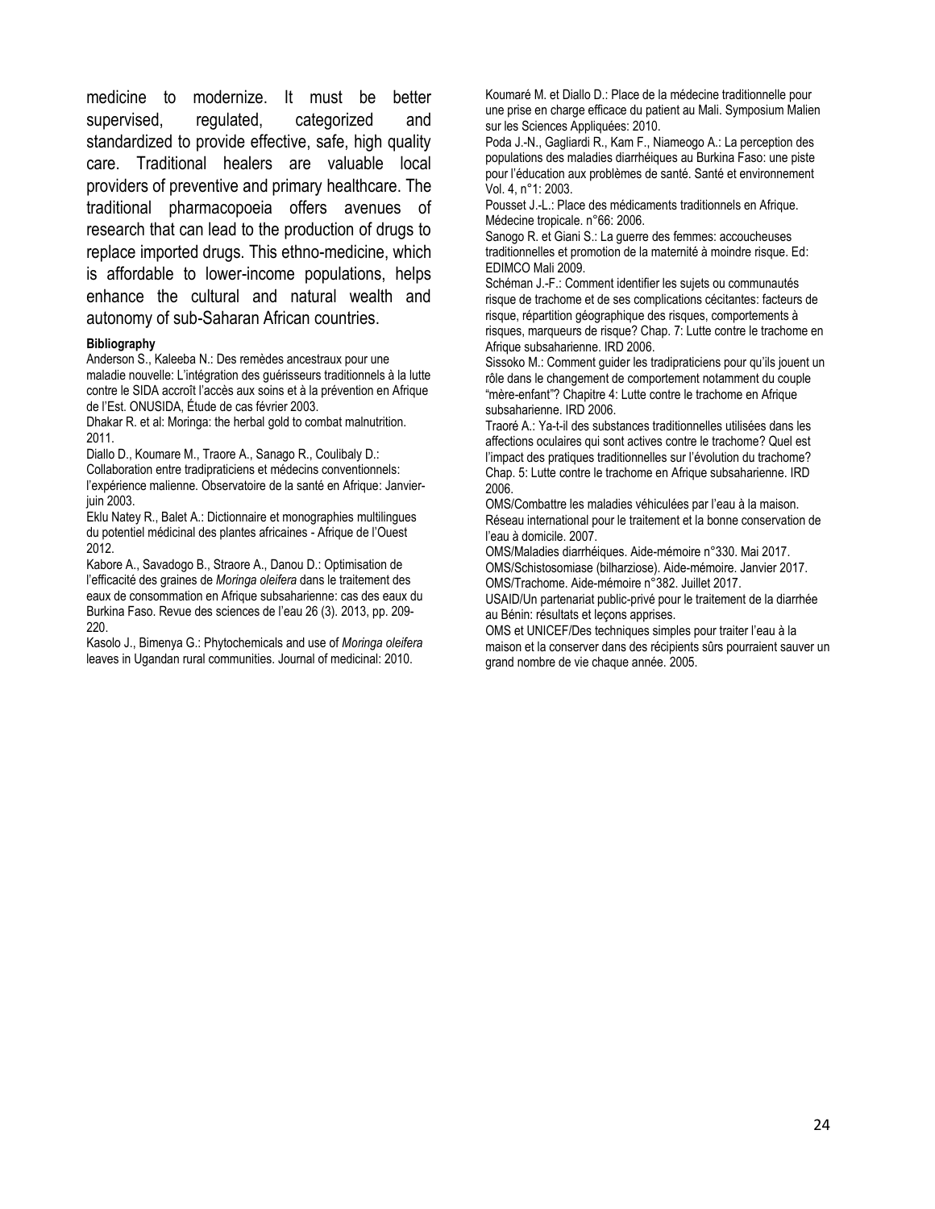medicine to modernize. It must be better supervised, regulated, categorized and standardized to provide effective, safe, high quality care. Traditional healers are valuable local providers of preventive and primary healthcare. The traditional pharmacopoeia offers avenues of research that can lead to the production of drugs to replace imported drugs. This ethno-medicine, which is affordable to lower-income populations, helps enhance the cultural and natural wealth and autonomy of sub-Saharan African countries.

**Bibliography**

Anderson S., Kaleeba N.: Des remèdes ancestraux pour une maladie nouvelle: L'intégration des guérisseurs traditionnels à la lutte contre le SIDA accroît l'accès aux soins et à la prévention en Afrique de l'Est. ONUSIDA, Étude de cas février 2003.

Dhakar R. et al: Moringa: the herbal gold to combat malnutrition. 2011.

Diallo D., Koumare M., Traore A., Sanago R., Coulibaly D.: Collaboration entre tradipraticiens et médecins conventionnels: l'expérience malienne. Observatoire de la santé en Afrique: Janvier-juin 2003.

Eklu Natey R., Balet A.: Dictionnaire et monographies multilingues du potentiel médicinal des plantes africaines - Afrique de l'Ouest 2012.

Kabore A., Savadogo B., Straore A., Danou D.: Optimisation de l'efficacité des graines de *Moringa oleifera* dans le traitement des eaux de consommation en Afrique subsaharienne: cas des eaux du Burkina Faso. Revue des sciences de l'eau 26 (3). 2013, pp. 209-220.

Kasolo J., Bimenya G.: Phytochemicals and use of *Moringa oleifera* leaves in Ugandan rural communities. Journal of medicinal: 2010.

Koumaré M. et Diallo D.: Place de la médecine traditionnelle pour une prise en charge efficace du patient au Mali. Symposium Malien sur les Sciences Appliquées: 2010.

Poda J.-N., Gagliardi R., Kam F., Niameogo A.: La perception des populations des maladies diarrhéiques au Burkina Faso: une piste pour l'éducation aux problèmes de santé. Santé et environnement Vol. 4, n°1: 2003.

Pousset J.-L.: Place des médicaments traditionnels en Afrique. Médecine tropicale. n°66: 2006.

Sanogo R. et Giani S.: La guerre des femmes: accoucheuses traditionnelles et promotion de la maternité à moindre risque. Ed: EDIMCO Mali 2009.

Schéman J.-F.: Comment identifier les sujets ou communautés risque de trachome et de ses complications cécitantes: facteurs de risque, répartition géographique des risques, comportements à risques, marqueurs de risque? Chap. 7: Lutte contre le trachome en Afrique subsaharienne. IRD 2006.

Sissoko M.: Comment guider les tradipraticiens pour qu'ils jouent un rôle dans le changement de comportement notamment du couple "mère-enfant"? Chapitre 4: Lutte contre le trachome en Afrique subsaharienne. IRD 2006.

Traoré A.: Ya-t-il des substances traditionnelles utilisées dans les affections oculaires qui sont actives contre le trachome? Quel est l'impact des pratiques traditionnelles sur l'évolution du trachome? Chap. 5: Lutte contre le trachome en Afrique subsaharienne. IRD 2006.

OMS/Combattre les maladies véhiculées par l'eau à la maison. Réseau international pour le traitement et la bonne conservation de l'eau à domicile. 2007.

OMS/Maladies diarrhéiques. Aide-mémoire n°330. Mai 2017.

OMS/Schistosomiase (bilharziose). Aide-mémoire. Janvier 2017.

OMS/Trachome. Aide-mémoire n°382. Juillet 2017.

USAID/Un partenariat public-privé pour le traitement de la diarrhée au Bénin: résultats et leçons apprises.

OMS et UNICEF/Des techniques simples pour traiter l'eau à la maison et la conserver dans des récipients sûrs pourraient sauver un grand nombre de vie chaque année. 2005.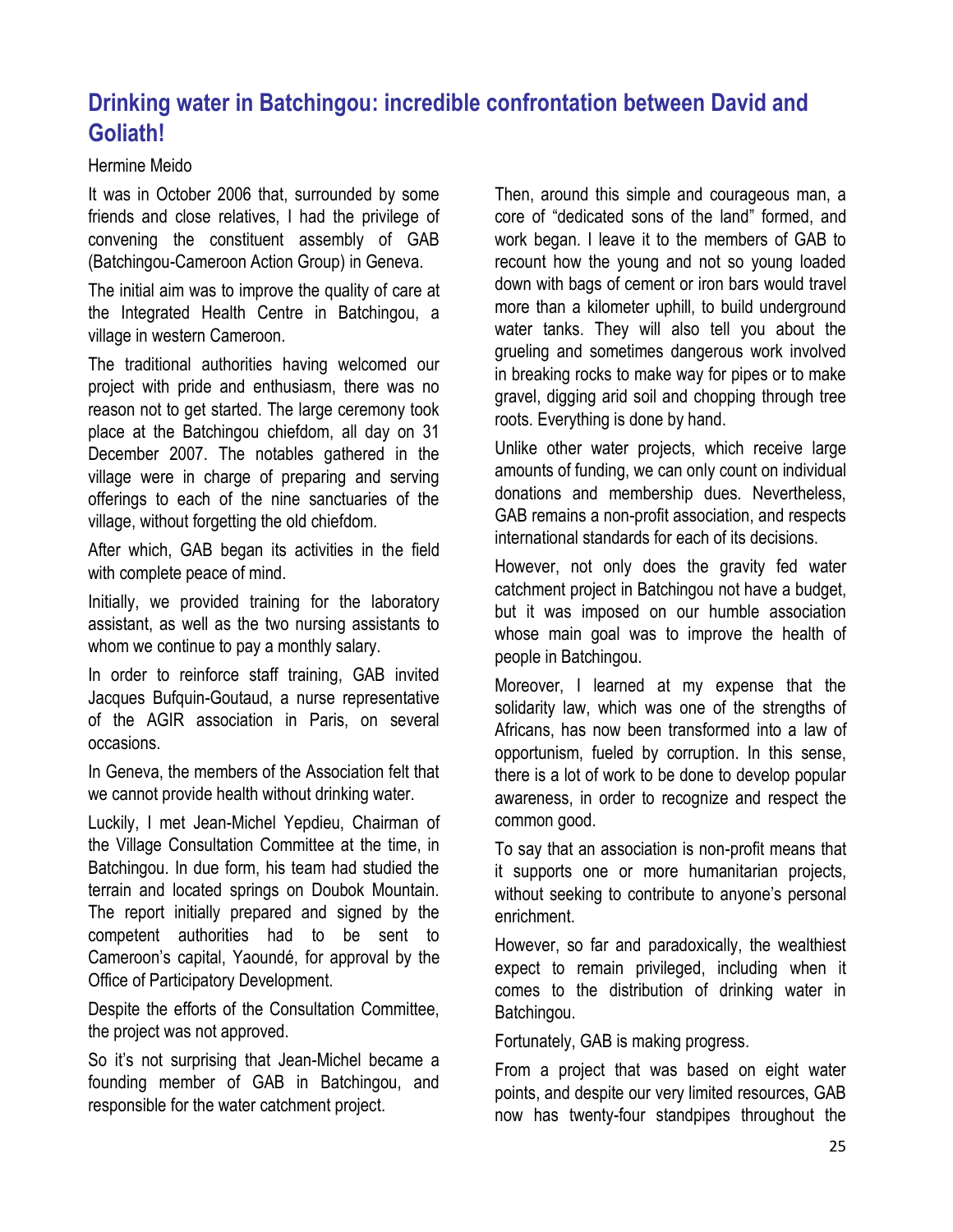## Drinking water in Batchingou: incredible confrontation between David and Goliath!

Hermine Meido

It was in October 2006 that, surrounded by some friends and close relatives, I had the privilege of convening the constituent assembly of GAB (Batchingou-Cameroon Action Group) in Geneva.

The initial aim was to improve the quality of care at the Integrated Health Centre in Batchingou, a village in western Cameroon.

The traditional authorities having welcomed our project with pride and enthusiasm, there was no reason not to get started. The large ceremony took place at the Batchingou chiefdom, all day on 31 December 2007. The notables gathered in the village were in charge of preparing and serving offerings to each of the nine sanctuaries of the village, without forgetting the old chiefdom.

After which, GAB began its activities in the field with complete peace of mind.

Initially, we provided training for the laboratory assistant, as well as the two nursing assistants to whom we continue to pay a monthly salary.

In order to reinforce staff training, GAB invited Jacques Bufquin-Goutaud, a nurse representative of the AGIR association in Paris, on several occasions.

In Geneva, the members of the Association felt that we cannot provide health without drinking water.

Luckily, I met Jean-Michel Yepdieu, Chairman of the Village Consultation Committee at the time, in Batchingou. In due form, his team had studied the terrain and located springs on Doubok Mountain. The report initially prepared and signed by the competent authorities had to be sent to Cameroon's capital, Yaoundé, for approval by the Office of Participatory Development.

Despite the efforts of the Consultation Committee, the project was not approved.

So it's not surprising that Jean-Michel became a founding member of GAB in Batchingou, and responsible for the water catchment project.

Then, around this simple and courageous man, a core of "dedicated sons of the land" formed, and work began. I leave it to the members of GAB to recount how the young and not so young loaded down with bags of cement or iron bars would travel more than a kilometer uphill, to build underground water tanks. They will also tell you about the grueling and sometimes dangerous work involved in breaking rocks to make way for pipes or to make gravel, digging arid soil and chopping through tree roots. Everything is done by hand.

Unlike other water projects, which receive large amounts of funding, we can only count on individual donations and membership dues. Nevertheless, GAB remains a non-profit association, and respects international standards for each of its decisions.

However, not only does the gravity fed water catchment project in Batchingou not have a budget, but it was imposed on our humble association whose main goal was to improve the health of people in Batchingou.

Moreover, I learned at my expense that the solidarity law, which was one of the strengths of Africans, has now been transformed into a law of opportunism, fueled by corruption. In this sense, there is a lot of work to be done to develop popular awareness, in order to recognize and respect the common good.

To say that an association is non-profit means that it supports one or more humanitarian projects, without seeking to contribute to anyone's personal enrichment.

However, so far and paradoxically, the wealthiest expect to remain privileged, including when it comes to the distribution of drinking water in Batchingou.

Fortunately, GAB is making progress.

From a project that was based on eight water points, and despite our very limited resources, GAB now has twenty-four standpipes throughout the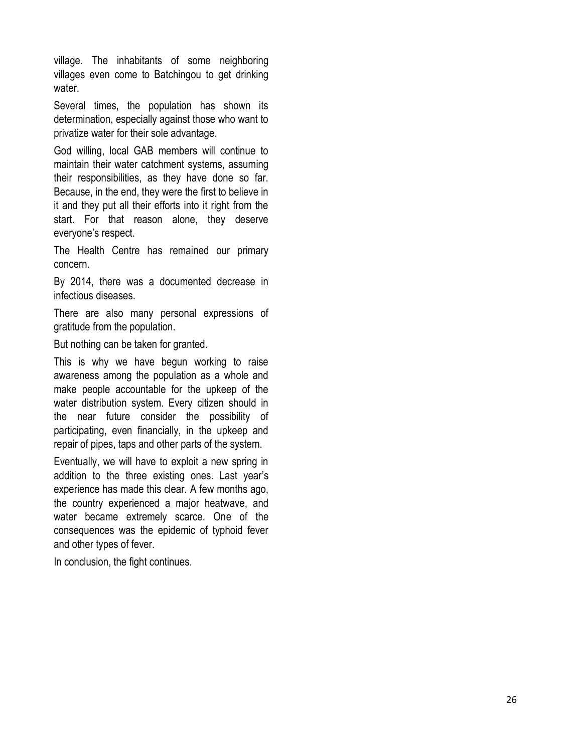village. The inhabitants of some neighboring villages even come to Batchingou to get drinking water.

Several times, the population has shown its determination, especially against those who want to privatize water for their sole advantage.

God willing, local GAB members will continue to maintain their water catchment systems, assuming their responsibilities, as they have done so far. Because, in the end, they were the first to believe in it and they put all their efforts into it right from the start. For that reason alone, they deserve everyone's respect.

The Health Centre has remained our primary concern.

By 2014, there was a documented decrease in infectious diseases.

There are also many personal expressions of gratitude from the population.

But nothing can be taken for granted.

This is why we have begun working to raise awareness among the population as a whole and make people accountable for the upkeep of the water distribution system. Every citizen should in the near future consider the possibility of participating, even financially, in the upkeep and repair of pipes, taps and other parts of the system.

Eventually, we will have to exploit a new spring in addition to the three existing ones. Last year's experience has made this clear. A few months ago, the country experienced a major heatwave, and water became extremely scarce. One of the consequences was the epidemic of typhoid fever and other types of fever.

In conclusion, the fight continues.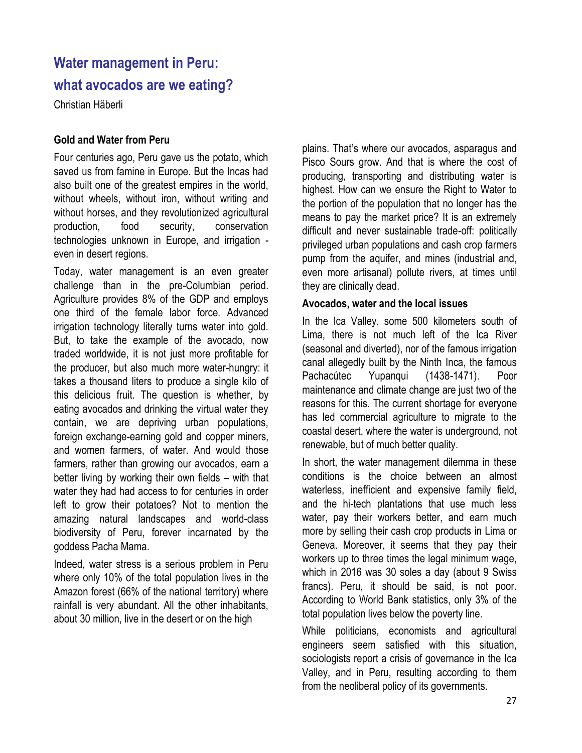# Water management in Peru: what avocados are we eating?

Christian Häberli

### Gold and Water from Peru

Four centuries ago, Peru gave us the potato, which saved us from famine in Europe. But the Incas had also built one of the greatest empires in the world, without wheels, without iron, without writing and without horses, and they revolutionized agricultural production, food security, conservation technologies unknown in Europe, and irrigation - even in desert regions.

Today, water management is an even greater challenge than in the pre-Columbian period. Agriculture provides 8% of the GDP and employs one third of the female labor force. Advanced irrigation technology literally turns water into gold. But, to take the example of the avocado, now traded worldwide, it is not just more profitable for the producer, but also much more water-hungry: it takes a thousand liters to produce a single kilo of this delicious fruit. The question is whether, by eating avocados and drinking the virtual water they contain, we are depriving urban populations, foreign exchange-earning gold and copper miners, and women farmers, of water. And would those farmers, rather than growing our avocados, earn a better living by working their own fields – with that water they had had access to for centuries in order left to grow their potatoes? Not to mention the amazing natural landscapes and world-class biodiversity of Peru, forever incarnated by the goddess Pacha Mama.

Indeed, water stress is a serious problem in Peru where only 10% of the total population lives in the Amazon forest (66% of the national territory) where rainfall is very abundant. All the other inhabitants, about 30 million, live in the desert or on the high plains. That's where our avocados, asparagus and Pisco Sours grow. And that is where the cost of producing, transporting and distributing water is highest. How can we ensure the Right to Water to the portion of the population that no longer has the means to pay the market price? It is an extremely difficult and never sustainable trade-off: politically privileged urban populations and cash crop farmers pump from the aquifer, and mines (industrial and, even more artisanal) pollute rivers, at times until they are clinically dead.

### Avocados, water and the local issues

In the Ica Valley, some 500 kilometers south of Lima, there is not much left of the Ica River (seasonal and diverted), nor of the famous irrigation canal allegedly built by the Ninth Inca, the famous Pachacútec Yupanqui (1438-1471). Poor maintenance and climate change are just two of the reasons for this. The current shortage for everyone has led commercial agriculture to migrate to the coastal desert, where the water is underground, not renewable, but of much better quality.

In short, the water management dilemma in these conditions is the choice between an almost waterless, inefficient and expensive family field, and the hi-tech plantations that use much less water, pay their workers better, and earn much more by selling their cash crop products in Lima or Geneva. Moreover, it seems that they pay their workers up to three times the legal minimum wage, which in 2016 was 30 soles a day (about 9 Swiss francs). Peru, it should be said, is not poor. According to World Bank statistics, only 3% of the total population lives below the poverty line.

While politicians, economists and agricultural engineers seem satisfied with this situation, sociologists report a crisis of governance in the Ica Valley, and in Peru, resulting according to them from the neoliberal policy of its governments.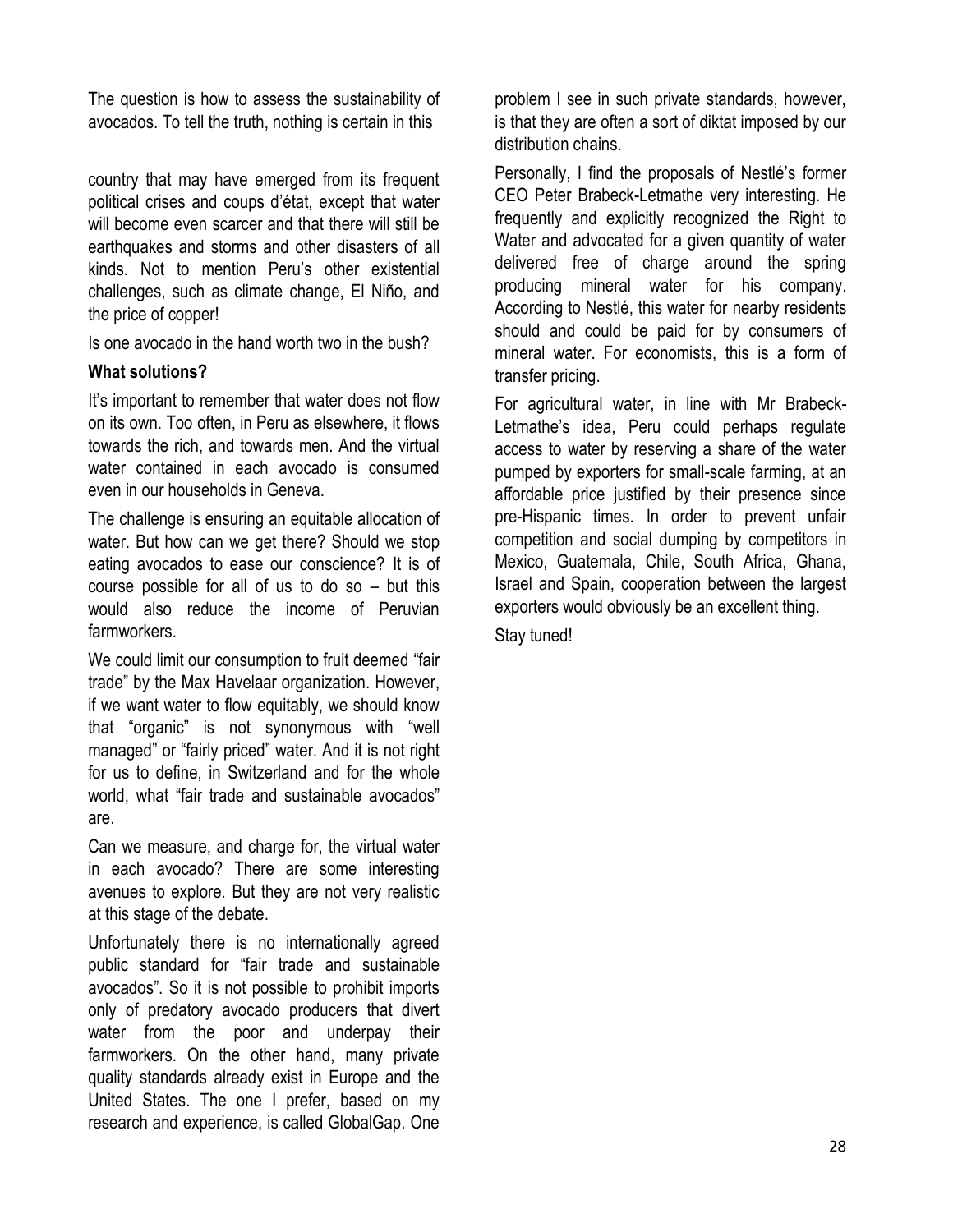The question is how to assess the sustainability of avocados. To tell the truth, nothing is certain in this

country that may have emerged from its frequent political crises and coups d'état, except that water will become even scarcer and that there will still be earthquakes and storms and other disasters of all kinds. Not to mention Peru's other existential challenges, such as climate change, El Niño, and the price of copper!

Is one avocado in the hand worth two in the bush?

**What solutions?**

It's important to remember that water does not flow on its own. Too often, in Peru as elsewhere, it flows towards the rich, and towards men. And the virtual water contained in each avocado is consumed even in our households in Geneva.

The challenge is ensuring an equitable allocation of water. But how can we get there? Should we stop eating avocados to ease our conscience? It is of course possible for all of us to do so – but this would also reduce the income of Peruvian farmworkers.

We could limit our consumption to fruit deemed "fair trade" by the Max Havelaar organization. However, if we want water to flow equitably, we should know that "organic" is not synonymous with "well managed" or "fairly priced" water. And it is not right for us to define, in Switzerland and for the whole world, what "fair trade and sustainable avocados" are.

Can we measure, and charge for, the virtual water in each avocado? There are some interesting avenues to explore. But they are not very realistic at this stage of the debate.

Unfortunately there is no internationally agreed public standard for "fair trade and sustainable avocados". So it is not possible to prohibit imports only of predatory avocado producers that divert water from the poor and underpay their farmworkers. On the other hand, many private quality standards already exist in Europe and the United States. The one I prefer, based on my research and experience, is called GlobalGap. One problem I see in such private standards, however, is that they are often a sort of diktat imposed by our distribution chains.

Personally, I find the proposals of Nestlé's former CEO Peter Brabeck-Letmathe very interesting. He frequently and explicitly recognized the Right to Water and advocated for a given quantity of water delivered free of charge around the spring producing mineral water for his company. According to Nestlé, this water for nearby residents should and could be paid for by consumers of mineral water. For economists, this is a form of transfer pricing.

For agricultural water, in line with Mr Brabeck-Letmathe's idea, Peru could perhaps regulate access to water by reserving a share of the water pumped by exporters for small-scale farming, at an affordable price justified by their presence since pre-Hispanic times. In order to prevent unfair competition and social dumping by competitors in Mexico, Guatemala, Chile, South Africa, Ghana, Israel and Spain, cooperation between the largest exporters would obviously be an excellent thing.

Stay tuned!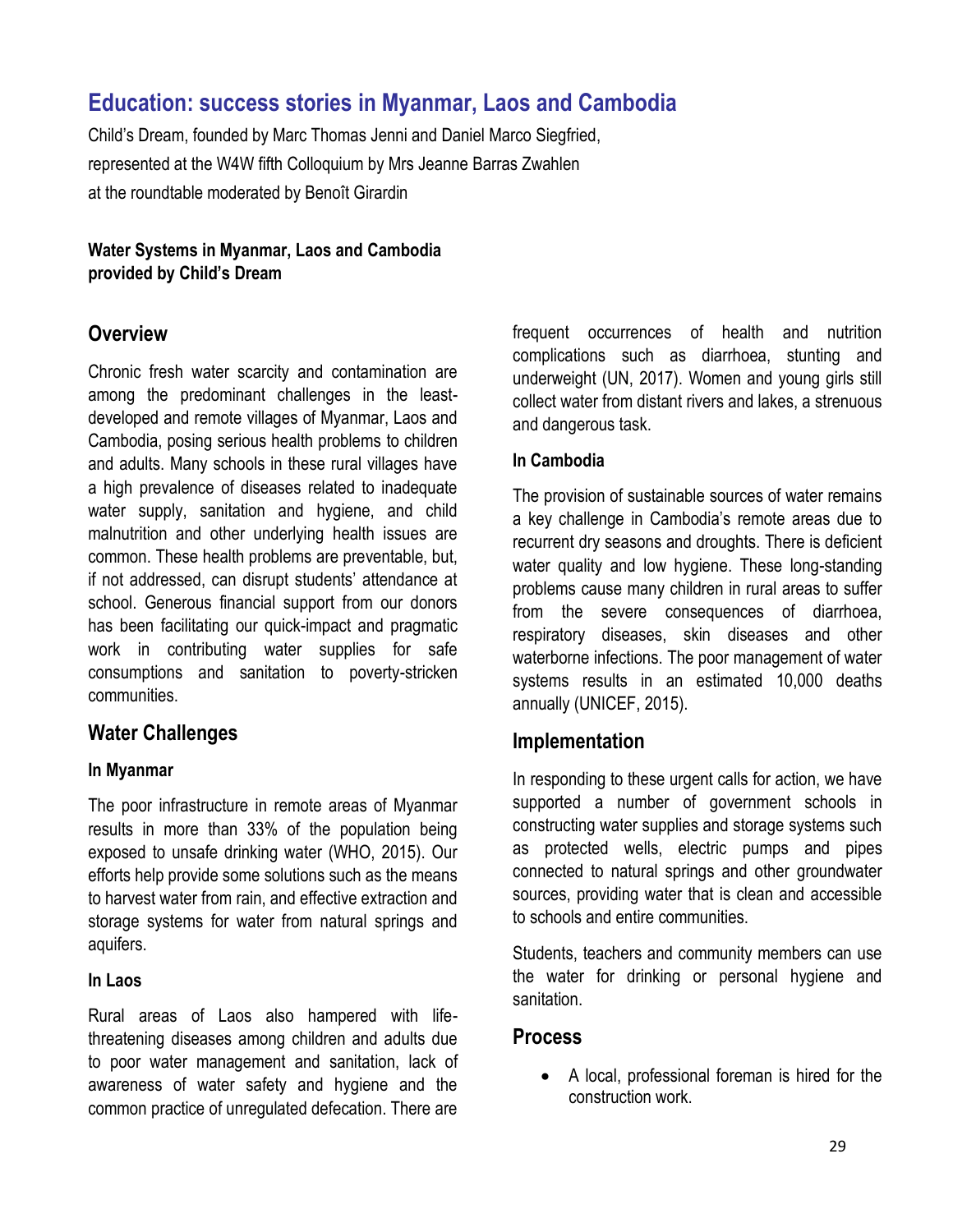# Education: success stories in Myanmar, Laos and Cambodia

Child's Dream, founded by Marc Thomas Jenni and Daniel Marco Siegfried, represented at the W4W fifth Colloquium by Mrs Jeanne Barras Zwahlen at the roundtable moderated by Benoît Girardin

**Water Systems in Myanmar, Laos and Cambodia provided by Child's Dream**

## Overview

Chronic fresh water scarcity and contamination are among the predominant challenges in the least-developed and remote villages of Myanmar, Laos and Cambodia, posing serious health problems to children and adults. Many schools in these rural villages have a high prevalence of diseases related to inadequate water supply, sanitation and hygiene, and child malnutrition and other underlying health issues are common. These health problems are preventable, but, if not addressed, can disrupt students' attendance at school. Generous financial support from our donors has been facilitating our quick-impact and pragmatic work in contributing water supplies for safe consumptions and sanitation to poverty-stricken communities.

## Water Challenges

### In Myanmar

The poor infrastructure in remote areas of Myanmar results in more than 33% of the population being exposed to unsafe drinking water (WHO, 2015). Our efforts help provide some solutions such as the means to harvest water from rain, and effective extraction and storage systems for water from natural springs and aquifers.

### In Laos

Rural areas of Laos also hampered with life-threatening diseases among children and adults due to poor water management and sanitation, lack of awareness of water safety and hygiene and the common practice of unregulated defecation. There are frequent occurrences of health and nutrition complications such as diarrhoea, stunting and underweight (UN, 2017). Women and young girls still collect water from distant rivers and lakes, a strenuous and dangerous task.

### In Cambodia

The provision of sustainable sources of water remains a key challenge in Cambodia's remote areas due to recurrent dry seasons and droughts. There is deficient water quality and low hygiene. These long-standing problems cause many children in rural areas to suffer from the severe consequences of diarrhoea, respiratory diseases, skin diseases and other waterborne infections. The poor management of water systems results in an estimated 10,000 deaths annually (UNICEF, 2015).

## Implementation

In responding to these urgent calls for action, we have supported a number of government schools in constructing water supplies and storage systems such as protected wells, electric pumps and pipes connected to natural springs and other groundwater sources, providing water that is clean and accessible to schools and entire communities.

Students, teachers and community members can use the water for drinking or personal hygiene and sanitation.

## Process

- A local, professional foreman is hired for the construction work.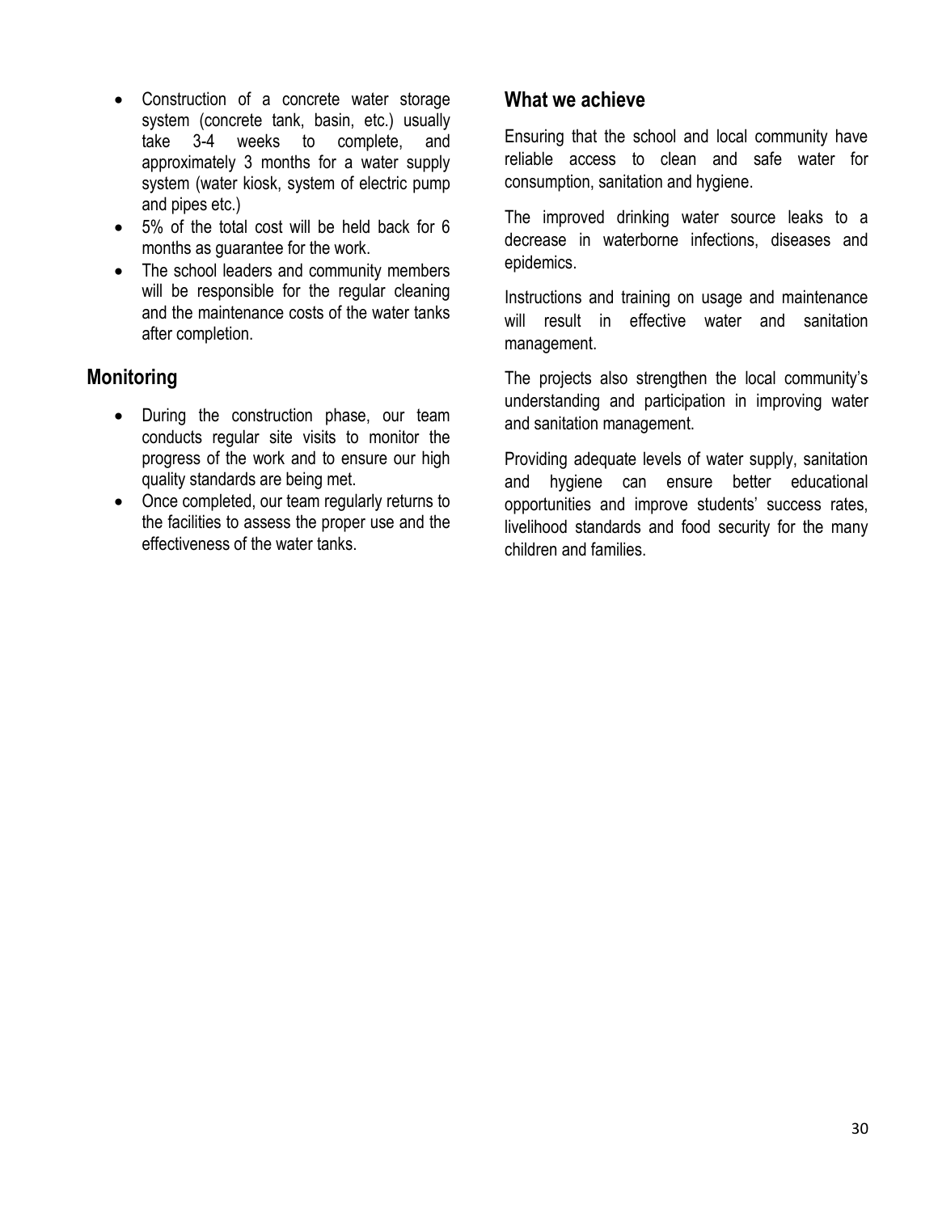- Construction of a concrete water storage system (concrete tank, basin, etc.) usually take 3-4 weeks to complete, and approximately 3 months for a water supply system (water kiosk, system of electric pump and pipes etc.)
- 5% of the total cost will be held back for 6 months as guarantee for the work.
- The school leaders and community members will be responsible for the regular cleaning and the maintenance costs of the water tanks after completion.

## Monitoring

- During the construction phase, our team conducts regular site visits to monitor the progress of the work and to ensure our high quality standards are being met.
- Once completed, our team regularly returns to the facilities to assess the proper use and the effectiveness of the water tanks.

## What we achieve

Ensuring that the school and local community have reliable access to clean and safe water for consumption, sanitation and hygiene.

The improved drinking water source leaks to a decrease in waterborne infections, diseases and epidemics.

Instructions and training on usage and maintenance will result in effective water and sanitation management.

The projects also strengthen the local community's understanding and participation in improving water and sanitation management.

Providing adequate levels of water supply, sanitation and hygiene can ensure better educational opportunities and improve students' success rates, livelihood standards and food security for the many children and families.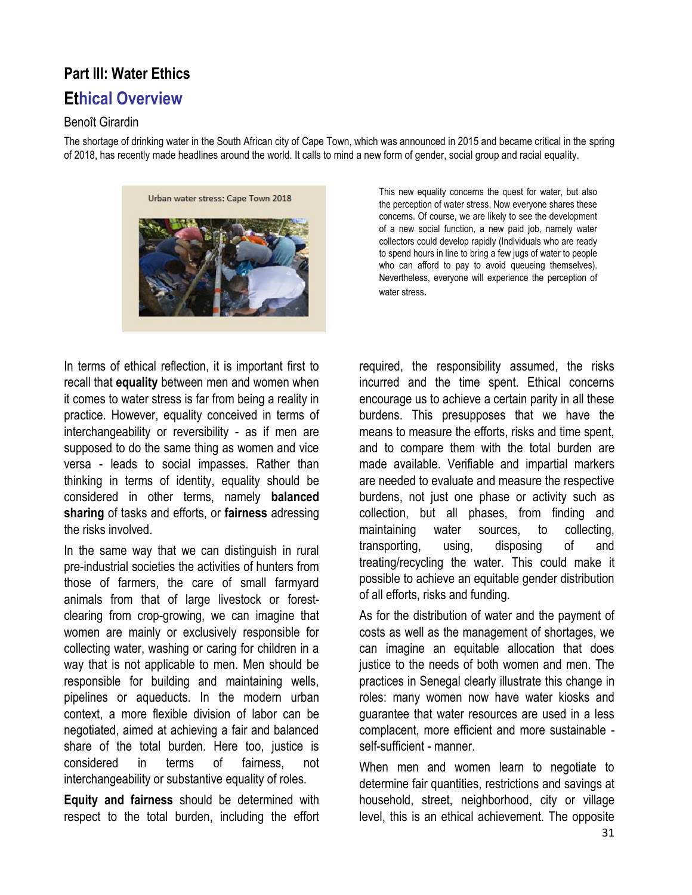## Part III: Water Ethics

# Ethical Overview

Benoît Girardin

The shortage of drinking water in the South African city of Cape Town, which was announced in 2015 and became critical in the spring of 2018, has recently made headlines around the world. It calls to mind a new form of gender, social group and racial equality.

Urban water stress: Cape Town 2018

This new equality concerns the quest for water, but also the perception of water stress. Now everyone shares these concerns. Of course, we are likely to see the development of a new social function, a new paid job, namely water collectors could develop rapidly (Individuals who are ready to spend hours in line to bring a few jugs of water to people who can afford to pay to avoid queueing themselves). Nevertheless, everyone will experience the perception of water stress.

In terms of ethical reflection, it is important first to recall that **equality** between men and women when it comes to water stress is far from being a reality in practice. However, equality conceived in terms of interchangeability or reversibility - as if men are supposed to do the same thing as women and vice versa - leads to social impasses. Rather than thinking in terms of identity, equality should be considered in other terms, namely **balanced sharing** of tasks and efforts, or **fairness** adressing the risks involved.

In the same way that we can distinguish in rural pre-industrial societies the activities of hunters from those of farmers, the care of small farmyard animals from that of large livestock or forest-clearing from crop-growing, we can imagine that women are mainly or exclusively responsible for collecting water, washing or caring for children in a way that is not applicable to men. Men should be responsible for building and maintaining wells, pipelines or aqueducts. In the modern urban context, a more flexible division of labor can be negotiated, aimed at achieving a fair and balanced share of the total burden. Here too, justice is considered in terms of fairness, not interchangeability or substantive equality of roles.

**Equity and fairness** should be determined with respect to the total burden, including the effort required, the responsibility assumed, the risks incurred and the time spent. Ethical concerns encourage us to achieve a certain parity in all these burdens. This presupposes that we have the means to measure the efforts, risks and time spent, and to compare them with the total burden are made available. Verifiable and impartial markers are needed to evaluate and measure the respective burdens, not just one phase or activity such as collection, but all phases, from finding and maintaining water sources, to collecting, transporting, using, disposing of and treating/recycling the water. This could make it possible to achieve an equitable gender distribution of all efforts, risks and funding.

As for the distribution of water and the payment of costs as well as the management of shortages, we can imagine an equitable allocation that does justice to the needs of both women and men. The practices in Senegal clearly illustrate this change in roles: many women now have water kiosks and guarantee that water resources are used in a less complacent, more efficient and more sustainable - self-sufficient - manner.

When men and women learn to negotiate to determine fair quantities, restrictions and savings at household, street, neighborhood, city or village level, this is an ethical achievement. The opposite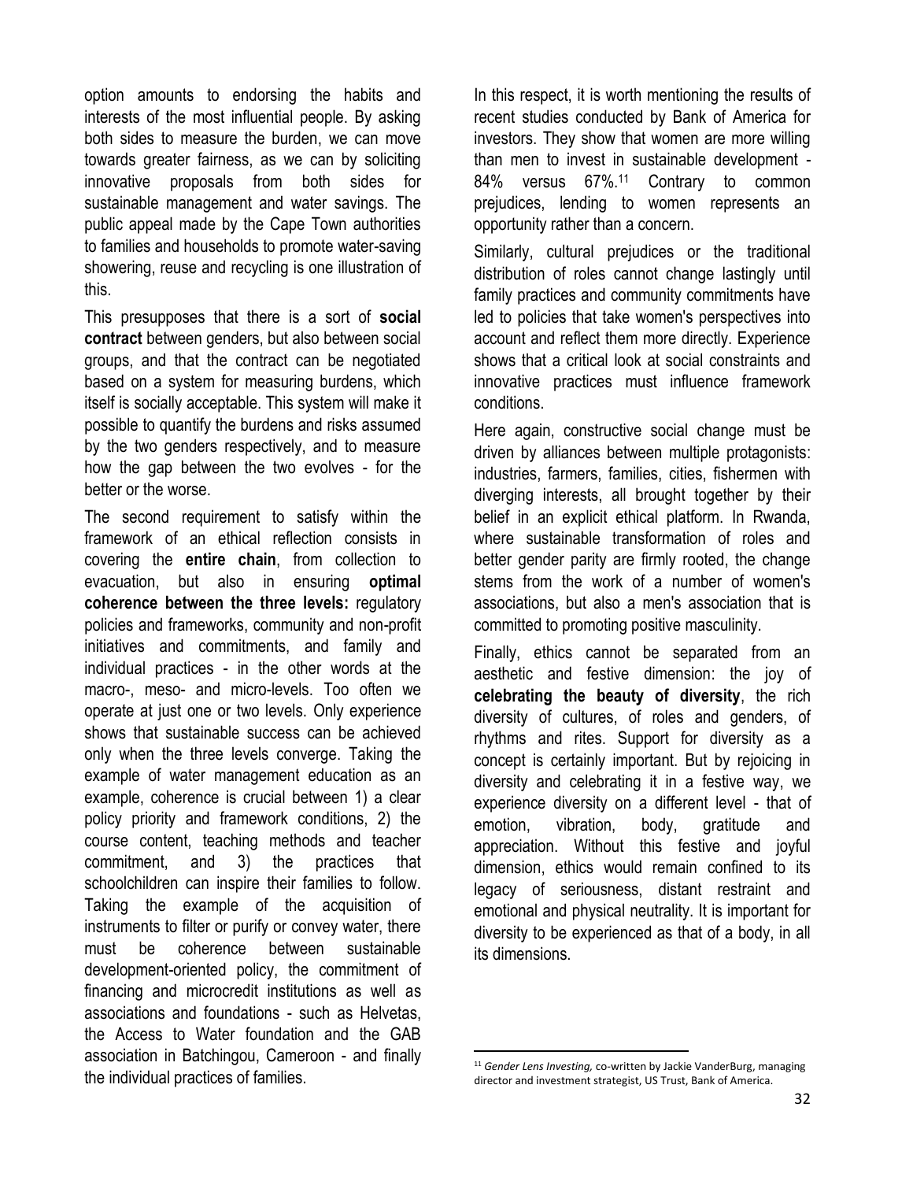option amounts to endorsing the habits and interests of the most influential people. By asking both sides to measure the burden, we can move towards greater fairness, as we can by soliciting innovative proposals from both sides for sustainable management and water savings. The public appeal made by the Cape Town authorities to families and households to promote water-saving showering, reuse and recycling is one illustration of this.

This presupposes that there is a sort of **social contract** between genders, but also between social groups, and that the contract can be negotiated based on a system for measuring burdens, which itself is socially acceptable. This system will make it possible to quantify the burdens and risks assumed by the two genders respectively, and to measure how the gap between the two evolves - for the better or the worse.

The second requirement to satisfy within the framework of an ethical reflection consists in covering the **entire chain**, from collection to evacuation, but also in ensuring **optimal coherence between the three levels:** regulatory policies and frameworks, community and non-profit initiatives and commitments, and family and individual practices - in the other words at the macro-, meso- and micro-levels. Too often we operate at just one or two levels. Only experience shows that sustainable success can be achieved only when the three levels converge. Taking the example of water management education as an example, coherence is crucial between 1) a clear policy priority and framework conditions, 2) the course content, teaching methods and teacher commitment, and 3) the practices that schoolchildren can inspire their families to follow. Taking the example of the acquisition of instruments to filter or purify or convey water, there must be coherence between sustainable development-oriented policy, the commitment of financing and microcredit institutions as well as associations and foundations - such as Helvetas, the Access to Water foundation and the GAB association in Batchingou, Cameroon - and finally the individual practices of families.

In this respect, it is worth mentioning the results of recent studies conducted by Bank of America for investors. They show that women are more willing than men to invest in sustainable development - 84% versus 67%.[11] Contrary to common prejudices, lending to women represents an opportunity rather than a concern.

Similarly, cultural prejudices or the traditional distribution of roles cannot change lastingly until family practices and community commitments have led to policies that take women's perspectives into account and reflect them more directly. Experience shows that a critical look at social constraints and innovative practices must influence framework conditions.

Here again, constructive social change must be driven by alliances between multiple protagonists: industries, farmers, families, cities, fishermen with diverging interests, all brought together by their belief in an explicit ethical platform. In Rwanda, where sustainable transformation of roles and better gender parity are firmly rooted, the change stems from the work of a number of women's associations, but also a men's association that is committed to promoting positive masculinity.

Finally, ethics cannot be separated from an aesthetic and festive dimension: the joy of **celebrating the beauty of diversity**, the rich diversity of cultures, of roles and genders, of rhythms and rites. Support for diversity as a concept is certainly important. But by rejoicing in diversity and celebrating it in a festive way, we experience diversity on a different level - that of emotion, vibration, body, gratitude and appreciation. Without this festive and joyful dimension, ethics would remain confined to its legacy of seriousness, distant restraint and emotional and physical neutrality. It is important for diversity to be experienced as that of a body, in all its dimensions.

---

[11] *Gender Lens Investing,* co-written by Jackie VanderBurg, managing director and investment strategist, US Trust, Bank of America.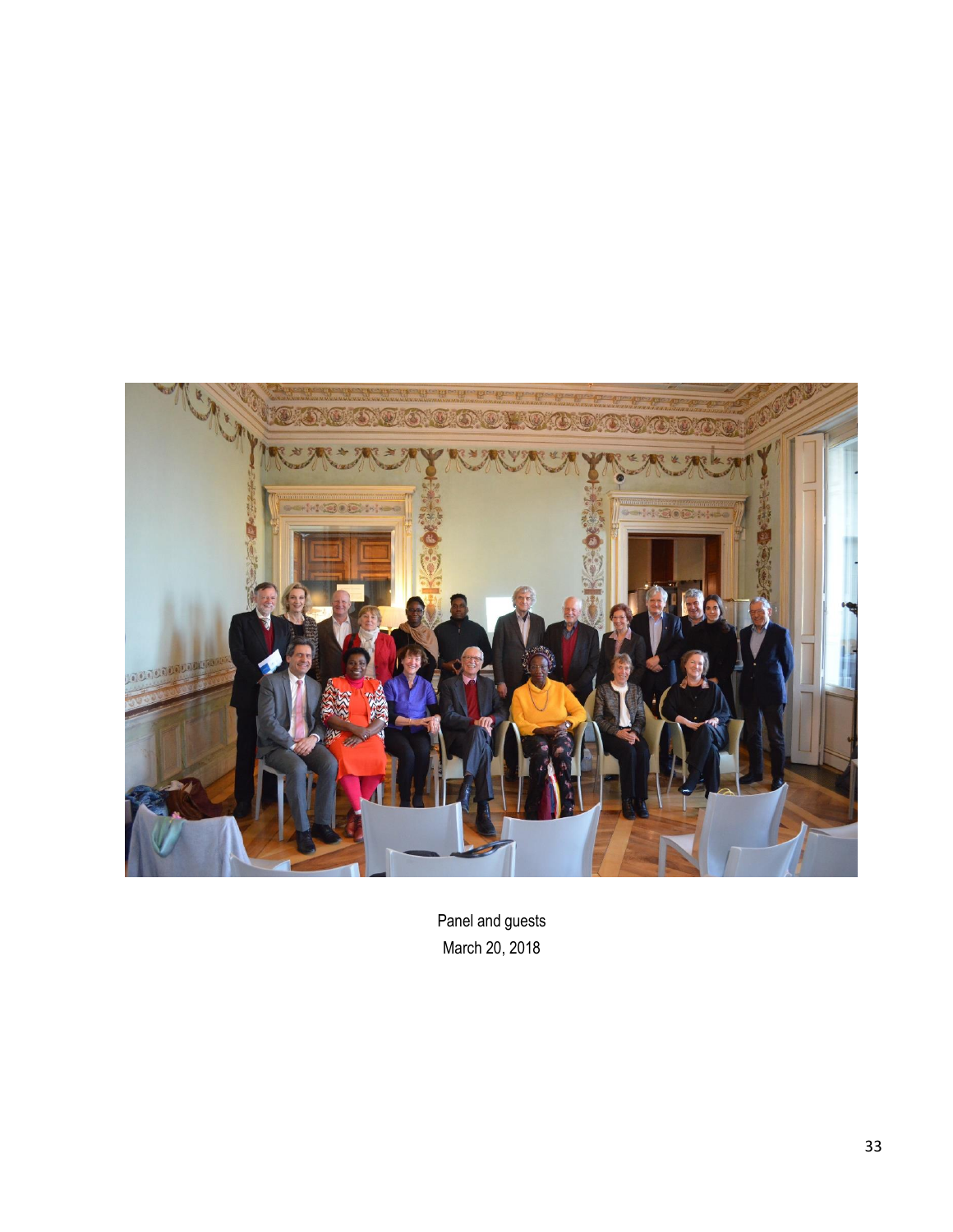Panel and guests
March 20, 2018